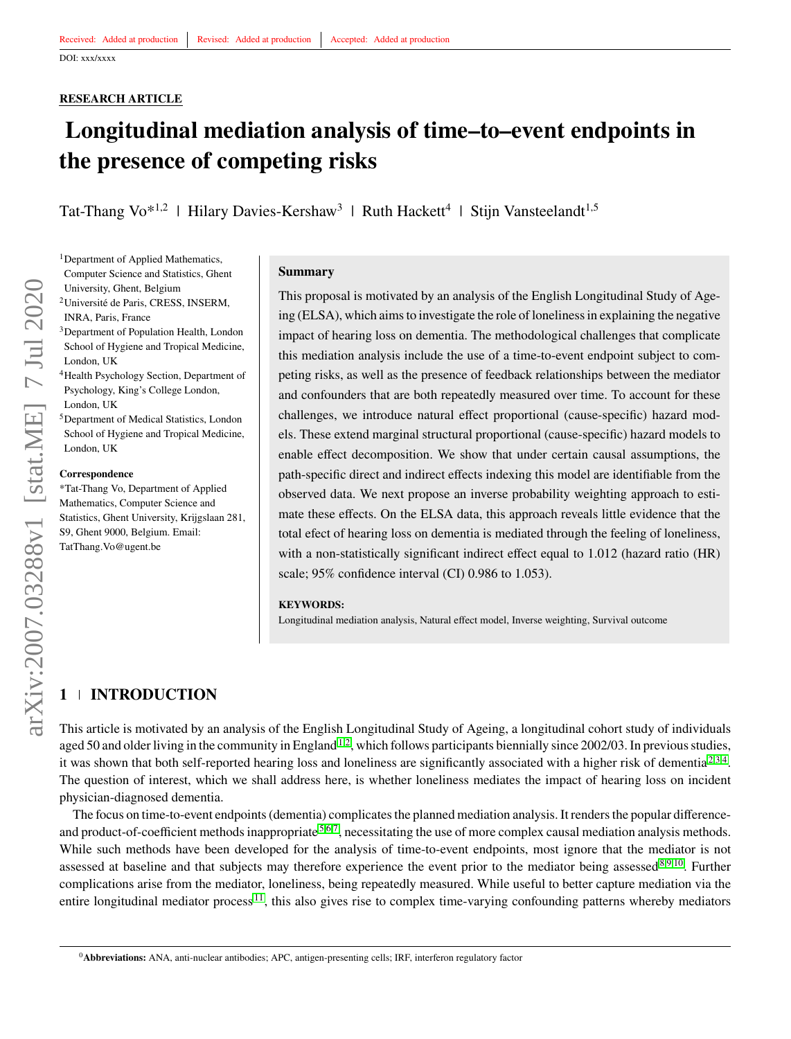Received: Added at production | Revised: Added at production | Accepted: Added at production

DOI: xxx/xxxx

**RESEARCH ARTICLE**

# Longitudinal mediation analysis of time–to–event endpoints in the presence of competing risks

Tat-Thang Vo*[1,2] | Hilary Davies-Kershaw[3] | Ruth Hackett[4] | Stijn Vansteelandt[1,5]

[1]Department of Applied Mathematics, Computer Science and Statistics, Ghent University, Ghent, Belgium
[2]Université de Paris, CRESS, INSERM, INRA, Paris, France
[3]Department of Population Health, London School of Hygiene and Tropical Medicine, London, UK
[4]Health Psychology Section, Department of Psychology, King's College London, London, UK
[5]Department of Medical Statistics, London School of Hygiene and Tropical Medicine, London, UK

**Correspondence**
*Tat-Thang Vo, Department of Applied Mathematics, Computer Science and Statistics, Ghent University, Krijgslaan 281, S9, Ghent 9000, Belgium. Email: TatThang.Vo@ugent.be

**Summary**

This proposal is motivated by an analysis of the English Longitudinal Study of Ageing (ELSA), which aims to investigate the role of loneliness in explaining the negative impact of hearing loss on dementia. The methodological challenges that complicate this mediation analysis include the use of a time-to-event endpoint subject to competing risks, as well as the presence of feedback relationships between the mediator and confounders that are both repeatedly measured over time. To account for these challenges, we introduce natural effect proportional (cause-specific) hazard models. These extend marginal structural proportional (cause-specific) hazard models to enable effect decomposition. We show that under certain causal assumptions, the path-specific direct and indirect effects indexing this model are identifiable from the observed data. We next propose an inverse probability weighting approach to estimate these effects. On the ELSA data, this approach reveals little evidence that the total efect of hearing loss on dementia is mediated through the feeling of loneliness, with a non-statistically significant indirect effect equal to 1.012 (hazard ratio (HR) scale; 95% confidence interval (CI) 0.986 to 1.053).

**KEYWORDS:**
Longitudinal mediation analysis, Natural effect model, Inverse weighting, Survival outcome

## 1 | INTRODUCTION

This article is motivated by an analysis of the English Longitudinal Study of Ageing, a longitudinal cohort study of individuals aged 50 and older living in the community in England[1,2], which follows participants biennially since 2002/03. In previous studies, it was shown that both self-reported hearing loss and loneliness are significantly associated with a higher risk of dementia[2,3,4]. The question of interest, which we shall address here, is whether loneliness mediates the impact of hearing loss on incident physician-diagnosed dementia.

The focus on time-to-event endpoints (dementia) complicates the planned mediation analysis. It renders the popular difference- and product-of-coefficient methods inappropriate[5,6,7], necessitating the use of more complex causal mediation analysis methods. While such methods have been developed for the analysis of time-to-event endpoints, most ignore that the mediator is not assessed at baseline and that subjects may therefore experience the event prior to the mediator being assessed[8,9,10]. Further complications arise from the mediator, loneliness, being repeatedly measured. While useful to better capture mediation via the entire longitudinal mediator process[11], this also gives rise to complex time-varying confounding patterns whereby mediators

[0]**Abbreviations:** ANA, anti-nuclear antibodies; APC, antigen-presenting cells; IRF, interferon regulatory factor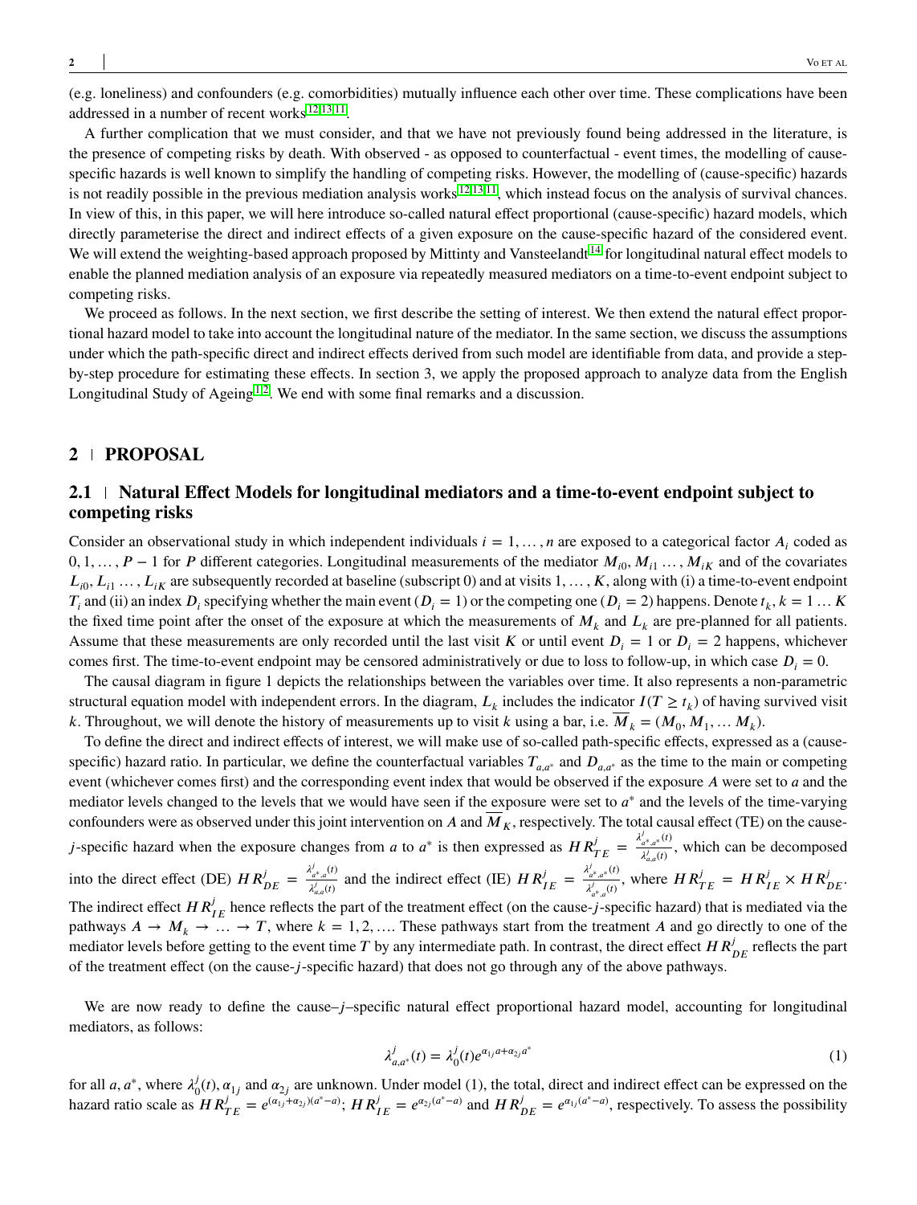(e.g. loneliness) and confounders (e.g. comorbidities) mutually influence each other over time. These complications have been addressed in a number of recent works[12,13,11].

A further complication that we must consider, and that we have not previously found being addressed in the literature, is the presence of competing risks by death. With observed - as opposed to counterfactual - event times, the modelling of cause-specific hazards is well known to simplify the handling of competing risks. However, the modelling of (cause-specific) hazards is not readily possible in the previous mediation analysis works[12,13,11], which instead focus on the analysis of survival chances. In view of this, in this paper, we will here introduce so-called natural effect proportional (cause-specific) hazard models, which directly parameterise the direct and indirect effects of a given exposure on the cause-specific hazard of the considered event. We will extend the weighting-based approach proposed by Mittinty and Vansteelandt[14] for longitudinal natural effect models to enable the planned mediation analysis of an exposure via repeatedly measured mediators on a time-to-event endpoint subject to competing risks.

We proceed as follows. In the next section, we first describe the setting of interest. We then extend the natural effect proportional hazard model to take into account the longitudinal nature of the mediator. In the same section, we discuss the assumptions under which the path-specific direct and indirect effects derived from such model are identifiable from data, and provide a step-by-step procedure for estimating these effects. In section 3, we apply the proposed approach to analyze data from the English Longitudinal Study of Ageing[1,2]. We end with some final remarks and a discussion.

## 2 | PROPOSAL

### 2.1 | Natural Effect Models for longitudinal mediators and a time-to-event endpoint subject to competing risks

Consider an observational study in which independent individuals $i = 1, \ldots, n$ are exposed to a categorical factor $A_i$ coded as $0, 1, \ldots, P-1$ for $P$ different categories. Longitudinal measurements of the mediator $M_{i0}, M_{i1} \ldots, M_{iK}$ and of the covariates $L_{i0}, L_{i1} \ldots, L_{iK}$ are subsequently recorded at baseline (subscript 0) and at visits $1, \ldots, K$, along with (i) a time-to-event endpoint $T_i$ and (ii) an index $D_i$ specifying whether the main event ($D_i = 1$) or the competing one ($D_i = 2$) happens. Denote $t_k, k = 1 \ldots K$ the fixed time point after the onset of the exposure at which the measurements of $M_k$ and $L_k$ are pre-planned for all patients. Assume that these measurements are only recorded until the last visit $K$ or until event $D_i = 1$ or $D_i = 2$ happens, whichever comes first. The time-to-event endpoint may be censored administratively or due to loss to follow-up, in which case $D_i = 0$.

The causal diagram in figure 1 depicts the relationships between the variables over time. It also represents a non-parametric structural equation model with independent errors. In the diagram, $L_k$ includes the indicator $I(T \geq t_k)$ of having survived visit $k$. Throughout, we will denote the history of measurements up to visit $k$ using a bar, i.e. $\overline{M}_k = (M_0, M_1, \ldots M_k)$.

To define the direct and indirect effects of interest, we will make use of so-called path-specific effects, expressed as a (cause-specific) hazard ratio. In particular, we define the counterfactual variables $T_{a,a^*}$ and $D_{a,a^*}$ as the time to the main or competing event (whichever comes first) and the corresponding event index that would be observed if the exposure $A$ were set to $a$ and the mediator levels changed to the levels that we would have seen if the exposure were set to $a^*$ and the levels of the time-varying confounders were as observed under this joint intervention on $A$ and $\overline{M}_K$, respectively. The total causal effect (TE) on the cause-$j$-specific hazard when the exposure changes from $a$ to $a^*$ is then expressed as $HR^j_{TE} = \frac{\lambda^j_{a^*,a^*}(t)}{\lambda^j_{a,a}(t)}$, which can be decomposed into the direct effect (DE) $HR^j_{DE} = \frac{\lambda^j_{a^*,a}(t)}{\lambda^j_{a,a}(t)}$ and the indirect effect (IE) $HR^j_{IE} = \frac{\lambda^j_{a^*,a^*}(t)}{\lambda^j_{a^*,a}(t)}$, where $HR^j_{TE} = HR^j_{IE} \times HR^j_{DE}$. The indirect effect $HR^j_{IE}$ hence reflects the part of the treatment effect (on the cause-$j$-specific hazard) that is mediated via the pathways $A \rightarrow M_k \rightarrow \ldots \rightarrow T$, where $k = 1, 2, \ldots$. These pathways start from the treatment $A$ and go directly to one of the mediator levels before getting to the event time $T$ by any intermediate path. In contrast, the direct effect $HR^j_{DE}$ reflects the part of the treatment effect (on the cause-$j$-specific hazard) that does not go through any of the above pathways.

We are now ready to define the cause–$j$–specific natural effect proportional hazard model, accounting for longitudinal mediators, as follows:

$$\lambda^j_{a,a^*}(t) = \lambda^j_0(t) e^{\alpha_{1j} a + \alpha_{2j} a^*} \tag{1}$$

for all $a, a^*$, where $\lambda^j_0(t)$, $\alpha_{1j}$ and $\alpha_{2j}$ are unknown. Under model (1), the total, direct and indirect effect can be expressed on the hazard ratio scale as $HR^j_{TE} = e^{(\alpha_{1j}+\alpha_{2j})(a^*-a)}$; $HR^j_{IE} = e^{\alpha_{2j}(a^*-a)}$ and $HR^j_{DE} = e^{\alpha_{1j}(a^*-a)}$, respectively. To assess the possibility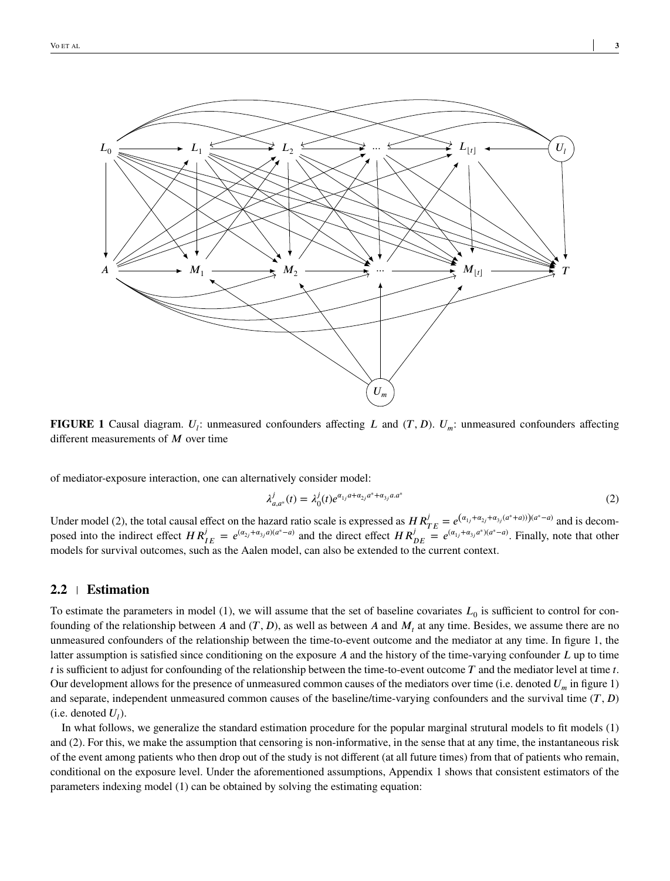**FIGURE 1** Causal diagram. $U_l$: unmeasured confounders affecting $L$ and $(T, D)$. $U_m$: unmeasured confounders affecting different measurements of $M$ over time

of mediator-exposure interaction, one can alternatively consider model:

$$\lambda^{j}_{a,a^*}(t) = \lambda^{j}_{0}(t)e^{\alpha_{1j}a+\alpha_{2j}a^*+\alpha_{3j}a.a^*} \tag{2}$$

Under model (2), the total causal effect on the hazard ratio scale is expressed as $HR^{j}_{TE} = e^{\left(\alpha_{1j}+\alpha_{2j}+\alpha_{3j}(a^*+a)\right)(a^*-a)}$ and is decomposed into the indirect effect $HR^{j}_{IE} = e^{(\alpha_{2j}+\alpha_{3j}a)(a^*-a)}$ and the direct effect $HR^{j}_{DE} = e^{(\alpha_{1j}+\alpha_{3j}a^*)(a^*-a)}$. Finally, note that other models for survival outcomes, such as the Aalen model, can also be extended to the current context.

## 2.2 | Estimation

To estimate the parameters in model (1), we will assume that the set of baseline covariates $L_0$ is sufficient to control for confounding of the relationship between $A$ and $(T, D)$, as well as between $A$ and $M_t$ at any time. Besides, we assume there are no unmeasured confounders of the relationship between the time-to-event outcome and the mediator at any time. In figure 1, the latter assumption is satisfied since conditioning on the exposure $A$ and the history of the time-varying confounder $L$ up to time $t$ is sufficient to adjust for confounding of the relationship between the time-to-event outcome $T$ and the mediator level at time $t$. Our development allows for the presence of unmeasured common causes of the mediators over time (i.e. denoted $U_m$ in figure 1) and separate, independent unmeasured common causes of the baseline/time-varying confounders and the survival time $(T, D)$ (i.e. denoted $U_l$).

In what follows, we generalize the standard estimation procedure for the popular marginal strutural models to fit models (1) and (2). For this, we make the assumption that censoring is non-informative, in the sense that at any time, the instantaneous risk of the event among patients who then drop out of the study is not different (at all future times) from that of patients who remain, conditional on the exposure level. Under the aforementioned assumptions, Appendix 1 shows that consistent estimators of the parameters indexing model (1) can be obtained by solving the estimating equation: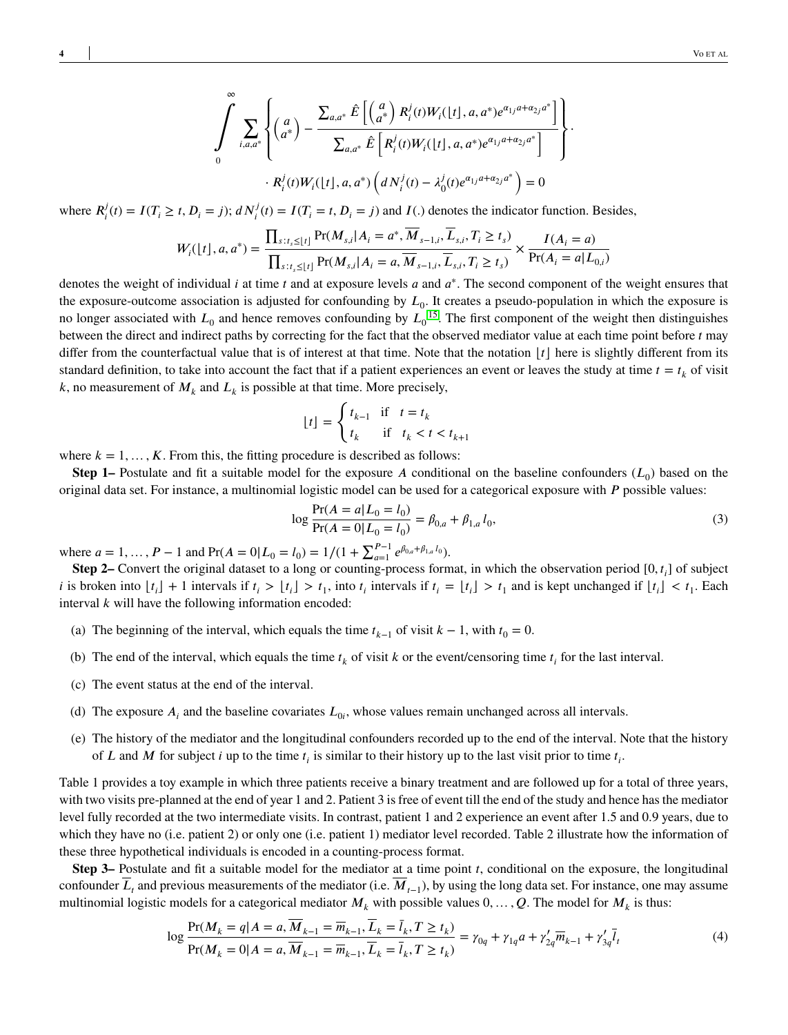$$\int_0^\infty \sum_{i,a,a^*} \left\{ \begin{pmatrix} a \\ a^* \end{pmatrix} - \frac{\sum_{a,a^*} \hat{E}\left[ \begin{pmatrix} a \\ a^* \end{pmatrix} R_i^j(t) W_i(\lfloor t \rfloor, a, a^*) e^{\alpha_{1j} a + \alpha_{2j} a^*} \right]}{\sum_{a,a^*} \hat{E}\left[ R_i^j(t) W_i(\lfloor t \rfloor, a, a^*) e^{\alpha_{1j} a + \alpha_{2j} a^*} \right]} \right\} \cdot$$

$$\cdot R_i^j(t) W_i(\lfloor t \rfloor, a, a^*) \left( dN_i^j(t) - \lambda_0^j(t) e^{\alpha_{1j} a + \alpha_{2j} a^*} \right) = 0$$

where $R_i^j(t) = I(T_i \geq t, D_i = j)$; $dN_i^j(t) = I(T_i = t, D_i = j)$ and $I(.)$ denotes the indicator function. Besides,

$$W_i(\lfloor t \rfloor, a, a^*) = \frac{\prod_{s: t_s \leq \lfloor t \rfloor} \Pr(M_{s,i} | A_i = a^*, \overline{M}_{s-1,i}, \overline{L}_{s,i}, T_i \geq t_s)}{\prod_{s: t_s \leq \lfloor t \rfloor} \Pr(M_{s,i} | A_i = a, \overline{M}_{s-1,i}, \overline{L}_{s,i}, T_i \geq t_s)} \times \frac{I(A_i = a)}{\Pr(A_i = a | L_{0,i})}$$

denotes the weight of individual $i$ at time $t$ and at exposure levels $a$ and $a^*$. The second component of the weight ensures that the exposure-outcome association is adjusted for confounding by $L_0$. It creates a pseudo-population in which the exposure is no longer associated with $L_0$ and hence removes confounding by $L_0$[15]. The first component of the weight then distinguishes between the direct and indirect paths by correcting for the fact that the observed mediator value at each time point before $t$ may differ from the counterfactual value that is of interest at that time. Note that the notation $\lfloor t \rfloor$ here is slightly different from its standard definition, to take into account the fact that if a patient experiences an event or leaves the study at time $t = t_k$ of visit $k$, no measurement of $M_k$ and $L_k$ is possible at that time. More precisely,

$$\lfloor t \rfloor = \begin{cases} t_{k-1} & \text{if} \quad t = t_k \\ t_k & \text{if} \quad t_k < t < t_{k+1} \end{cases}$$

where $k = 1, \ldots, K$. From this, the fitting procedure is described as follows:

**Step 1–** Postulate and fit a suitable model for the exposure $A$ conditional on the baseline confounders ($L_0$) based on the original data set. For instance, a multinomial logistic model can be used for a categorical exposure with $P$ possible values:

$$\log \frac{\Pr(A = a | L_0 = l_0)}{\Pr(A = 0 | L_0 = l_0)} = \beta_{0,a} + \beta_{1,a} l_0, \tag{3}$$

where $a = 1, \ldots, P-1$ and $\Pr(A = 0 | L_0 = l_0) = 1/(1 + \sum_{a=1}^{P-1} e^{\beta_{0,a} + \beta_{1,a} l_0})$.

**Step 2–** Convert the original dataset to a long or counting-process format, in which the observation period $[0, t_i]$ of subject $i$ is broken into $\lfloor t_i \rfloor + 1$ intervals if $t_i > \lfloor t_i \rfloor > t_1$, into $t_i$ intervals if $t_i = \lfloor t_i \rfloor > t_1$ and is kept unchanged if $\lfloor t_i \rfloor < t_1$. Each interval $k$ will have the following information encoded:

(a) The beginning of the interval, which equals the time $t_{k-1}$ of visit $k-1$, with $t_0 = 0$.

(b) The end of the interval, which equals the time $t_k$ of visit $k$ or the event/censoring time $t_i$ for the last interval.

(c) The event status at the end of the interval.

(d) The exposure $A_i$ and the baseline covariates $L_{0i}$, whose values remain unchanged across all intervals.

(e) The history of the mediator and the longitudinal confounders recorded up to the end of the interval. Note that the history of $L$ and $M$ for subject $i$ up to the time $t_i$ is similar to their history up to the last visit prior to time $t_i$.

Table 1 provides a toy example in which three patients receive a binary treatment and are followed up for a total of three years, with two visits pre-planned at the end of year 1 and 2. Patient 3 is free of event till the end of the study and hence has the mediator level fully recorded at the two intermediate visits. In contrast, patient 1 and 2 experience an event after 1.5 and 0.9 years, due to which they have no (i.e. patient 2) or only one (i.e. patient 1) mediator level recorded. Table 2 illustrate how the information of these three hypothetical individuals is encoded in a counting-process format.

**Step 3–** Postulate and fit a suitable model for the mediator at a time point $t$, conditional on the exposure, the longitudinal confounder $\overline{L}_t$ and previous measurements of the mediator (i.e. $\overline{M}_{t-1}$), by using the long data set. For instance, one may assume multinomial logistic models for a categorical mediator $M_k$ with possible values $0, \ldots, Q$. The model for $M_k$ is thus:

$$\log \frac{\Pr(M_k = q | A = a, \overline{M}_{k-1} = \overline{m}_{k-1}, \overline{L}_k = \overline{l}_k, T \geq t_k)}{\Pr(M_k = 0 | A = a, \overline{M}_{k-1} = \overline{m}_{k-1}, \overline{L}_k = \overline{l}_k, T \geq t_k)} = \gamma_{0q} + \gamma_{1q} a + \gamma_{2q}' \overline{m}_{k-1} + \gamma_{3q}' \overline{l}_t \tag{4}$$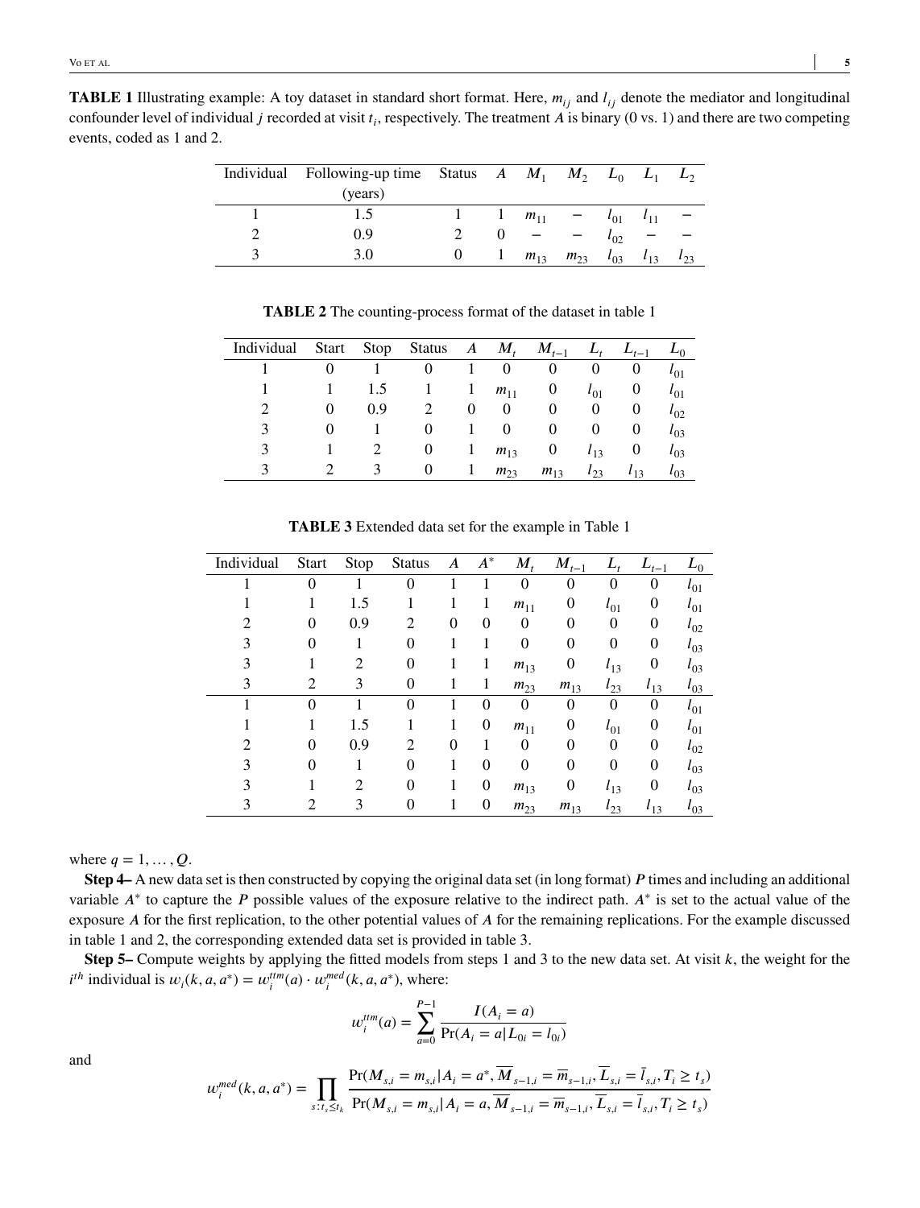**TABLE 1** Illustrating example: A toy dataset in standard short format. Here, $m_{ij}$ and $l_{ij}$ denote the mediator and longitudinal confounder level of individual $j$ recorded at visit $t_i$, respectively. The treatment $A$ is binary (0 vs. 1) and there are two competing events, coded as 1 and 2.

| Individual | Following-up time (years) | Status | $A$ | $M_1$ | $M_2$ | $L_0$ | $L_1$ | $L_2$ |
|---|---|---|---|---|---|---|---|---|
| 1 | 1.5 | 1 | 1 | $m_{11}$ | − | $l_{01}$ | $l_{11}$ | − |
| 2 | 0.9 | 2 | 0 | − | − | $l_{02}$ | − | − |
| 3 | 3.0 | 0 | 1 | $m_{13}$ | $m_{23}$ | $l_{03}$ | $l_{13}$ | $l_{23}$ |

**TABLE 2** The counting-process format of the dataset in table 1

| Individual | Start | Stop | Status | $A$ | $M_t$ | $M_{t-1}$ | $L_t$ | $L_{t-1}$ | $L_0$ |
|---|---|---|---|---|---|---|---|---|---|
| 1 | 0 | 1 | 0 | 1 | 0 | 0 | 0 | 0 | $l_{01}$ |
| 1 | 1 | 1.5 | 1 | 1 | $m_{11}$ | 0 | $l_{01}$ | 0 | $l_{01}$ |
| 2 | 0 | 0.9 | 2 | 0 | 0 | 0 | 0 | 0 | $l_{02}$ |
| 3 | 0 | 1 | 0 | 1 | 0 | 0 | 0 | 0 | $l_{03}$ |
| 3 | 1 | 2 | 0 | 1 | $m_{13}$ | 0 | $l_{13}$ | 0 | $l_{03}$ |
| 3 | 2 | 3 | 0 | 1 | $m_{23}$ | $m_{13}$ | $l_{23}$ | $l_{13}$ | $l_{03}$ |

**TABLE 3** Extended data set for the example in Table 1

| Individual | Start | Stop | Status | $A$ | $A^*$ | $M_t$ | $M_{t-1}$ | $L_t$ | $L_{t-1}$ | $L_0$ |
|---|---|---|---|---|---|---|---|---|---|---|
| 1 | 0 | 1 | 0 | 1 | 1 | 0 | 0 | 0 | 0 | $l_{01}$ |
| 1 | 1 | 1.5 | 1 | 1 | 1 | $m_{11}$ | 0 | $l_{01}$ | 0 | $l_{01}$ |
| 2 | 0 | 0.9 | 2 | 0 | 0 | 0 | 0 | 0 | 0 | $l_{02}$ |
| 3 | 0 | 1 | 0 | 1 | 1 | 0 | 0 | 0 | 0 | $l_{03}$ |
| 3 | 1 | 2 | 0 | 1 | 1 | $m_{13}$ | 0 | $l_{13}$ | 0 | $l_{03}$ |
| 3 | 2 | 3 | 0 | 1 | 1 | $m_{23}$ | $m_{13}$ | $l_{23}$ | $l_{13}$ | $l_{03}$ |
| 1 | 0 | 1 | 0 | 1 | 0 | 0 | 0 | 0 | 0 | $l_{01}$ |
| 1 | 1 | 1.5 | 1 | 1 | 0 | $m_{11}$ | 0 | $l_{01}$ | 0 | $l_{01}$ |
| 2 | 0 | 0.9 | 2 | 0 | 1 | 0 | 0 | 0 | 0 | $l_{02}$ |
| 3 | 0 | 1 | 0 | 1 | 0 | 0 | 0 | 0 | 0 | $l_{03}$ |
| 3 | 1 | 2 | 0 | 1 | 0 | $m_{13}$ | 0 | $l_{13}$ | 0 | $l_{03}$ |
| 3 | 2 | 3 | 0 | 1 | 0 | $m_{23}$ | $m_{13}$ | $l_{23}$ | $l_{13}$ | $l_{03}$ |

where $q = 1, \ldots, Q$.

**Step 4–** A new data set is then constructed by copying the original data set (in long format) $P$ times and including an additional variable $A^*$ to capture the $P$ possible values of the exposure relative to the indirect path. $A^*$ is set to the actual value of the exposure $A$ for the first replication, to the other potential values of $A$ for the remaining replications. For the example discussed in table 1 and 2, the corresponding extended data set is provided in table 3.

**Step 5–** Compute weights by applying the fitted models from steps 1 and 3 to the new data set. At visit $k$, the weight for the $i^{th}$ individual is $w_i(k, a, a^*) = w_i^{ttm}(a) \cdot w_i^{med}(k, a, a^*)$, where:

$$w_i^{ttm}(a) = \sum_{a=0}^{P-1} \frac{I(A_i = a)}{\Pr(A_i = a | L_{0i} = l_{0i})}$$

and

$$w_i^{med}(k, a, a^*) = \prod_{s: t_s \leq t_k} \frac{\Pr(M_{s,i} = m_{s,i} | A_i = a^*, \overline{M}_{s-1,i} = \overline{m}_{s-1,i}, \overline{L}_{s,i} = \overline{l}_{s,i}, T_i \geq t_s)}{\Pr(M_{s,i} = m_{s,i} | A_i = a, \overline{M}_{s-1,i} = \overline{m}_{s-1,i}, \overline{L}_{s,i} = \overline{l}_{s,i}, T_i \geq t_s)}$$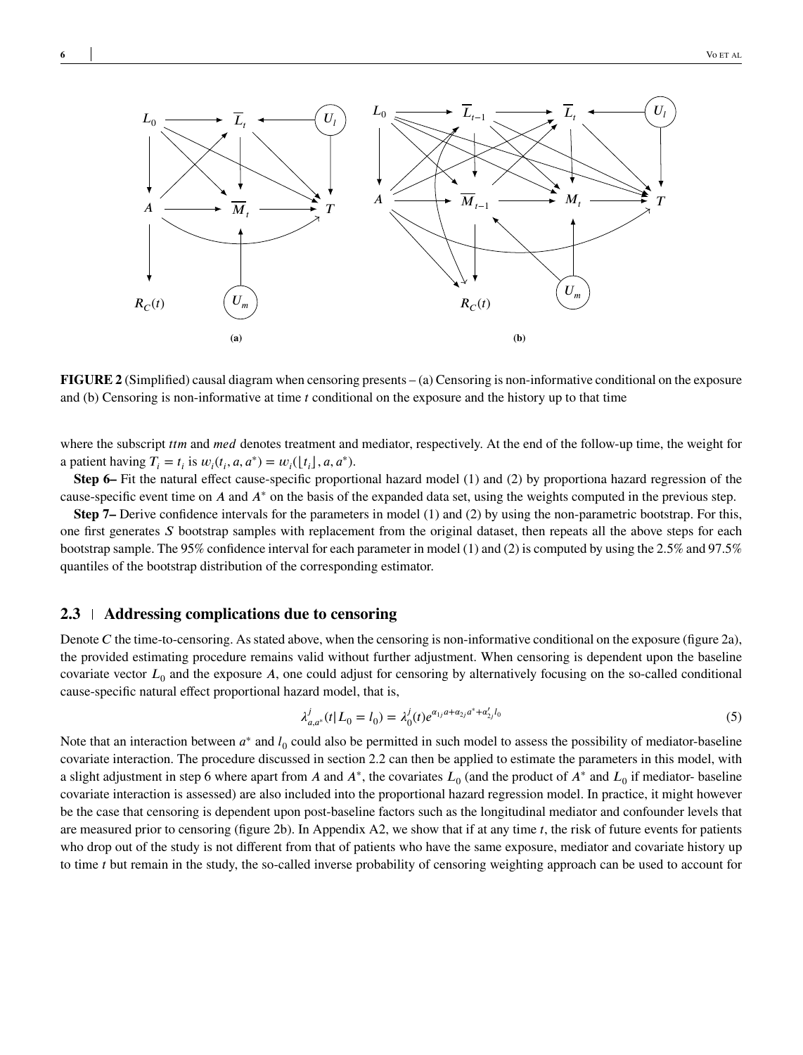FIGURE 2 (Simplified) causal diagram when censoring presents – (a) Censoring is non-informative conditional on the exposure and (b) Censoring is non-informative at time *t* conditional on the exposure and the history up to that time

where the subscript *ttm* and *med* denotes treatment and mediator, respectively. At the end of the follow-up time, the weight for a patient having $T_i = t_i$ is $w_i(t_i, a, a^*) = w_i(\lfloor t_i \rfloor, a, a^*)$.

**Step 6–** Fit the natural effect cause-specific proportional hazard model (1) and (2) by proportiona hazard regression of the cause-specific event time on $A$ and $A^*$ on the basis of the expanded data set, using the weights computed in the previous step.

**Step 7–** Derive confidence intervals for the parameters in model (1) and (2) by using the non-parametric bootstrap. For this, one first generates $S$ bootstrap samples with replacement from the original dataset, then repeats all the above steps for each bootstrap sample. The 95% confidence interval for each parameter in model (1) and (2) is computed by using the 2.5% and 97.5% quantiles of the bootstrap distribution of the corresponding estimator.

## 2.3 Addressing complications due to censoring

Denote $C$ the time-to-censoring. As stated above, when the censoring is non-informative conditional on the exposure (figure 2a), the provided estimating procedure remains valid without further adjustment. When censoring is dependent upon the baseline covariate vector $L_0$ and the exposure $A$, one could adjust for censoring by alternatively focusing on the so-called conditional cause-specific natural effect proportional hazard model, that is,

$$\lambda^j_{a,a^*}(t|L_0 = l_0) = \lambda^j_0(t)e^{\alpha_{1j}a+\alpha_{2j}a^*+\alpha'_{2j}l_0} \tag{5}$$

Note that an interaction between $a^*$ and $l_0$ could also be permitted in such model to assess the possibility of mediator-baseline covariate interaction. The procedure discussed in section 2.2 can then be applied to estimate the parameters in this model, with a slight adjustment in step 6 where apart from $A$ and $A^*$, the covariates $L_0$ (and the product of $A^*$ and $L_0$ if mediator- baseline covariate interaction is assessed) are also included into the proportional hazard regression model. In practice, it might however be the case that censoring is dependent upon post-baseline factors such as the longitudinal mediator and confounder levels that are measured prior to censoring (figure 2b). In Appendix A2, we show that if at any time $t$, the risk of future events for patients who drop out of the study is not different from that of patients who have the same exposure, mediator and covariate history up to time $t$ but remain in the study, the so-called inverse probability of censoring weighting approach can be used to account for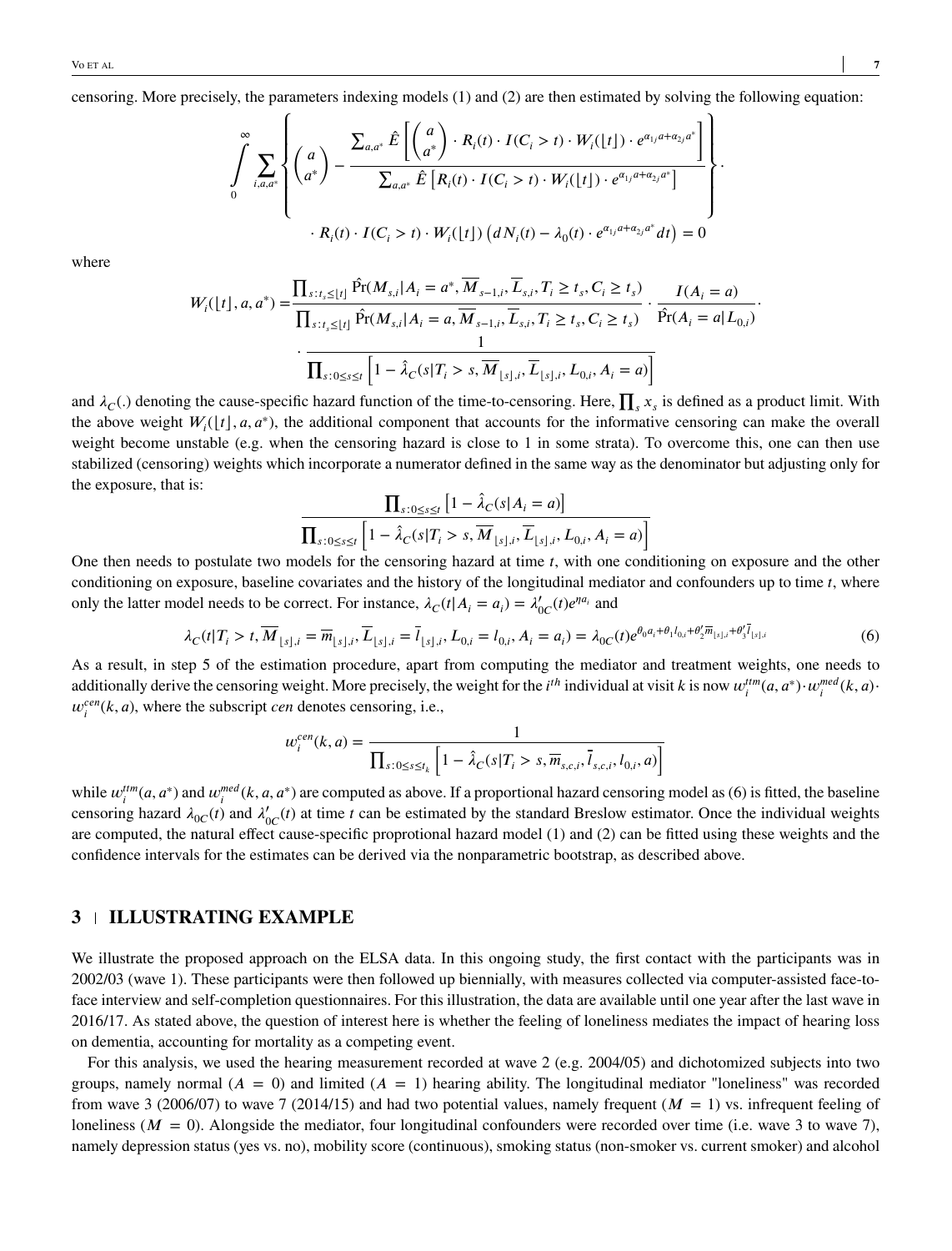censoring. More precisely, the parameters indexing models (1) and (2) are then estimated by solving the following equation:

$$\int_0^{\infty} \sum_{i,a,a^*} \left\{ \begin{pmatrix} a \\ a^* \end{pmatrix} - \frac{\sum_{a,a^*} \hat{E}\left[ \begin{pmatrix} a \\ a^* \end{pmatrix} \cdot R_i(t) \cdot I(C_i > t) \cdot W_i(\lfloor t \rfloor) \cdot e^{\alpha_{1j} a + \alpha_{2j} a^*} \right]}{\sum_{a,a^*} \hat{E}\left[ R_i(t) \cdot I(C_i > t) \cdot W_i(\lfloor t \rfloor) \cdot e^{\alpha_{1j} a + \alpha_{2j} a^*} \right]} \right\} \cdot$$

$$\cdot R_i(t) \cdot I(C_i > t) \cdot W_i(\lfloor t \rfloor) \left( dN_i(t) - \lambda_0(t) \cdot e^{\alpha_{1j} a + \alpha_{2j} a^*} dt \right) = 0$$

where

$$W_i(\lfloor t \rfloor, a, a^*) = \frac{\prod_{s:t_s \leq \lfloor t \rfloor} \hat{\Pr}(M_{s,i} | A_i = a^*, \overline{M}_{s-1,i}, \overline{L}_{s,i}, T_i \geq t_s, C_i \geq t_s)}{\prod_{s:t_s \leq \lfloor t \rfloor} \hat{\Pr}(M_{s,i} | A_i = a, \overline{M}_{s-1,i}, \overline{L}_{s,i}, T_i \geq t_s, C_i \geq t_s)} \cdot \frac{I(A_i = a)}{\hat{\Pr}(A_i = a | L_{0,i})} \cdot$$

$$\cdot \frac{1}{\prod_{s:0 \leq s \leq t} \left[ 1 - \hat{\lambda}_C(s | T_i > s, \overline{M}_{\lfloor s \rfloor, i}, \overline{L}_{\lfloor s \rfloor, i}, L_{0,i}, A_i = a) \right]}$$

and $\lambda_C(.)$ denoting the cause-specific hazard function of the time-to-censoring. Here, $\prod_s x_s$ is defined as a product limit. With the above weight $W_i(\lfloor t \rfloor, a, a^*)$, the additional component that accounts for the informative censoring can make the overall weight become unstable (e.g. when the censoring hazard is close to 1 in some strata). To overcome this, one can then use stabilized (censoring) weights which incorporate a numerator defined in the same way as the denominator but adjusting only for the exposure, that is:

$$\frac{\prod_{s:0 \leq s \leq t} \left[ 1 - \hat{\lambda}_C(s | A_i = a) \right]}{\prod_{s:0 \leq s \leq t} \left[ 1 - \hat{\lambda}_C(s | T_i > s, \overline{M}_{\lfloor s \rfloor, i}, \overline{L}_{\lfloor s \rfloor, i}, L_{0,i}, A_i = a) \right]}$$

One then needs to postulate two models for the censoring hazard at time $t$, with one conditioning on exposure and the other conditioning on exposure, baseline covariates and the history of the longitudinal mediator and confounders up to time $t$, where only the latter model needs to be correct. For instance, $\lambda_C(t | A_i = a_i) = \lambda'_{0C}(t) e^{\eta a_i}$ and

$$\lambda_C(t | T_i > t, \overline{M}_{\lfloor s \rfloor, i} = \overline{m}_{\lfloor s \rfloor, i}, \overline{L}_{\lfloor s \rfloor, i} = \overline{l}_{\lfloor s \rfloor, i}, L_{0,i} = l_{0,i}, A_i = a_i) = \lambda_{0C}(t) e^{\theta_0 a_i + \theta_1 l_{0,i} + \theta'_2 \overline{m}_{\lfloor s \rfloor, i} + \theta'_3 \overline{l}_{\lfloor s \rfloor, i}} \tag{6}$$

As a result, in step 5 of the estimation procedure, apart from computing the mediator and treatment weights, one needs to additionally derive the censoring weight. More precisely, the weight for the $i^{th}$ individual at visit $k$ is now $w_i^{ttm}(a, a^*) \cdot w_i^{med}(k, a) \cdot w_i^{cen}(k, a)$, where the subscript *cen* denotes censoring, i.e.,

$$w_i^{cen}(k, a) = \frac{1}{\prod_{s:0 \leq s \leq t_k} \left[ 1 - \hat{\lambda}_C(s | T_i > s, \overline{m}_{s,c,i}, \overline{l}_{s,c,i}, l_{0,i}, a) \right]}$$

while $w_i^{ttm}(a, a^*)$ and $w_i^{med}(k, a, a^*)$ are computed as above. If a proportional hazard censoring model as (6) is fitted, the baseline censoring hazard $\lambda_{0C}(t)$ and $\lambda'_{0C}(t)$ at time $t$ can be estimated by the standard Breslow estimator. Once the individual weights are computed, the natural effect cause-specific proprotional hazard model (1) and (2) can be fitted using these weights and the confidence intervals for the estimates can be derived via the nonparametric bootstrap, as described above.

## 3 | ILLUSTRATING EXAMPLE

We illustrate the proposed approach on the ELSA data. In this ongoing study, the first contact with the participants was in 2002/03 (wave 1). These participants were then followed up biennially, with measures collected via computer-assisted face-to-face interview and self-completion questionnaires. For this illustration, the data are available until one year after the last wave in 2016/17. As stated above, the question of interest here is whether the feeling of loneliness mediates the impact of hearing loss on dementia, accounting for mortality as a competing event.

For this analysis, we used the hearing measurement recorded at wave 2 (e.g. 2004/05) and dichotomized subjects into two groups, namely normal ($A = 0$) and limited ($A = 1$) hearing ability. The longitudinal mediator "loneliness" was recorded from wave 3 (2006/07) to wave 7 (2014/15) and had two potential values, namely frequent ($M = 1$) vs. infrequent feeling of loneliness ($M = 0$). Alongside the mediator, four longitudinal confounders were recorded over time (i.e. wave 3 to wave 7), namely depression status (yes vs. no), mobility score (continuous), smoking status (non-smoker vs. current smoker) and alcohol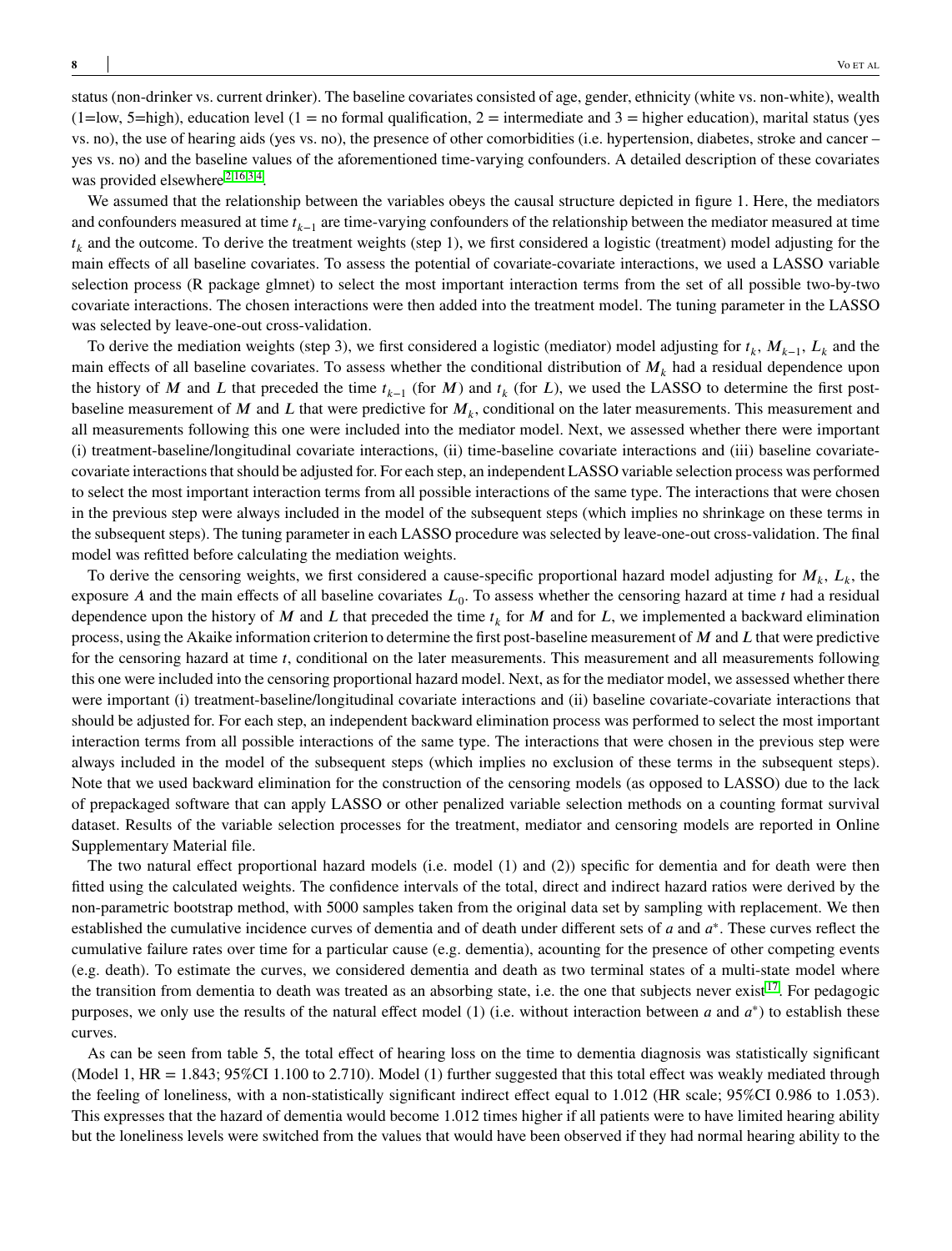status (non-drinker vs. current drinker). The baseline covariates consisted of age, gender, ethnicity (white vs. non-white), wealth (1=low, 5=high), education level (1 = no formal qualification, 2 = intermediate and 3 = higher education), marital status (yes vs. no), the use of hearing aids (yes vs. no), the presence of other comorbidities (i.e. hypertension, diabetes, stroke and cancer – yes vs. no) and the baseline values of the aforementioned time-varying confounders. A detailed description of these covariates was provided elsewhere[2,16,3,4].

We assumed that the relationship between the variables obeys the causal structure depicted in figure 1. Here, the mediators and confounders measured at time $t_{k-1}$ are time-varying confounders of the relationship between the mediator measured at time $t_k$ and the outcome. To derive the treatment weights (step 1), we first considered a logistic (treatment) model adjusting for the main effects of all baseline covariates. To assess the potential of covariate-covariate interactions, we used a LASSO variable selection process (R package glmnet) to select the most important interaction terms from the set of all possible two-by-two covariate interactions. The chosen interactions were then added into the treatment model. The tuning parameter in the LASSO was selected by leave-one-out cross-validation.

To derive the mediation weights (step 3), we first considered a logistic (mediator) model adjusting for $t_k$, $M_{k-1}$, $L_k$ and the main effects of all baseline covariates. To assess whether the conditional distribution of $M_k$ had a residual dependence upon the history of $M$ and $L$ that preceded the time $t_{k-1}$ (for $M$) and $t_k$ (for $L$), we used the LASSO to determine the first post-baseline measurement of $M$ and $L$ that were predictive for $M_k$, conditional on the later measurements. This measurement and all measurements following this one were included into the mediator model. Next, we assessed whether there were important (i) treatment-baseline/longitudinal covariate interactions, (ii) time-baseline covariate interactions and (iii) baseline covariate-covariate interactions that should be adjusted for. For each step, an independent LASSO variable selection process was performed to select the most important interaction terms from all possible interactions of the same type. The interactions that were chosen in the previous step were always included in the model of the subsequent steps (which implies no shrinkage on these terms in the subsequent steps). The tuning parameter in each LASSO procedure was selected by leave-one-out cross-validation. The final model was refitted before calculating the mediation weights.

To derive the censoring weights, we first considered a cause-specific proportional hazard model adjusting for $M_k$, $L_k$, the exposure $A$ and the main effects of all baseline covariates $L_0$. To assess whether the censoring hazard at time $t$ had a residual dependence upon the history of $M$ and $L$ that preceded the time $t_k$ for $M$ and for $L$, we implemented a backward elimination process, using the Akaike information criterion to determine the first post-baseline measurement of $M$ and $L$ that were predictive for the censoring hazard at time $t$, conditional on the later measurements. This measurement and all measurements following this one were included into the censoring proportional hazard model. Next, as for the mediator model, we assessed whether there were important (i) treatment-baseline/longitudinal covariate interactions and (ii) baseline covariate-covariate interactions that should be adjusted for. For each step, an independent backward elimination process was performed to select the most important interaction terms from all possible interactions of the same type. The interactions that were chosen in the previous step were always included in the model of the subsequent steps (which implies no exclusion of these terms in the subsequent steps). Note that we used backward elimination for the construction of the censoring models (as opposed to LASSO) due to the lack of prepackaged software that can apply LASSO or other penalized variable selection methods on a counting format survival dataset. Results of the variable selection processes for the treatment, mediator and censoring models are reported in Online Supplementary Material file.

The two natural effect proportional hazard models (i.e. model (1) and (2)) specific for dementia and for death were then fitted using the calculated weights. The confidence intervals of the total, direct and indirect hazard ratios were derived by the non-parametric bootstrap method, with 5000 samples taken from the original data set by sampling with replacement. We then established the cumulative incidence curves of dementia and of death under different sets of $a$ and $a^*$. These curves reflect the cumulative failure rates over time for a particular cause (e.g. dementia), acounting for the presence of other competing events (e.g. death). To estimate the curves, we considered dementia and death as two terminal states of a multi-state model where the transition from dementia to death was treated as an absorbing state, i.e. the one that subjects never exist[17]. For pedagogic purposes, we only use the results of the natural effect model (1) (i.e. without interaction between $a$ and $a^*$) to establish these curves.

As can be seen from table 5, the total effect of hearing loss on the time to dementia diagnosis was statistically significant (Model 1, HR = 1.843; 95%CI 1.100 to 2.710). Model (1) further suggested that this total effect was weakly mediated through the feeling of loneliness, with a non-statistically significant indirect effect equal to 1.012 (HR scale; 95%CI 0.986 to 1.053). This expresses that the hazard of dementia would become 1.012 times higher if all patients were to have limited hearing ability but the loneliness levels were switched from the values that would have been observed if they had normal hearing ability to the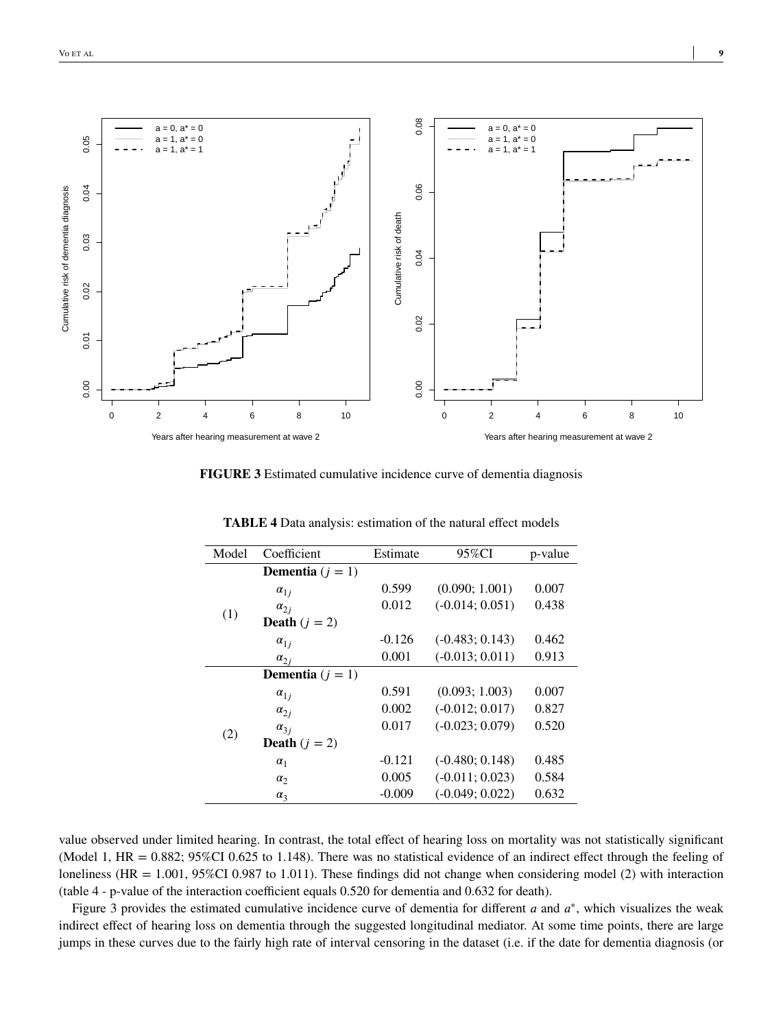**FIGURE 3** Estimated cumulative incidence curve of dementia diagnosis

**TABLE 4** Data analysis: estimation of the natural effect models

| Model | Coefficient | Estimate | 95%CI | p-value |
|---|---|---|---|---|
| (1) | **Dementia** ($j = 1$) | | | |
| | $\alpha_{1j}$ | 0.599 | (0.090; 1.001) | 0.007 |
| | $\alpha_{2j}$ | 0.012 | (-0.014; 0.051) | 0.438 |
| | **Death** ($j = 2$) | | | |
| | $\alpha_{1j}$ | -0.126 | (-0.483; 0.143) | 0.462 |
| | $\alpha_{2j}$ | 0.001 | (-0.013; 0.011) | 0.913 |
| (2) | **Dementia** ($j = 1$) | | | |
| | $\alpha_{1j}$ | 0.591 | (0.093; 1.003) | 0.007 |
| | $\alpha_{2j}$ | 0.002 | (-0.012; 0.017) | 0.827 |
| | $\alpha_{3j}$ | 0.017 | (-0.023; 0.079) | 0.520 |
| | **Death** ($j = 2$) | | | |
| | $\alpha_1$ | -0.121 | (-0.480; 0.148) | 0.485 |
| | $\alpha_2$ | 0.005 | (-0.011; 0.023) | 0.584 |
| | $\alpha_3$ | -0.009 | (-0.049; 0.022) | 0.632 |

value observed under limited hearing. In contrast, the total effect of hearing loss on mortality was not statistically significant (Model 1, HR = 0.882; 95%CI 0.625 to 1.148). There was no statistical evidence of an indirect effect through the feeling of loneliness (HR = 1.001, 95%CI 0.987 to 1.011). These findings did not change when considering model (2) with interaction (table 4 - p-value of the interaction coefficient equals 0.520 for dementia and 0.632 for death).

Figure 3 provides the estimated cumulative incidence curve of dementia for different $a$ and $a^*$, which visualizes the weak indirect effect of hearing loss on dementia through the suggested longitudinal mediator. At some time points, there are large jumps in these curves due to the fairly high rate of interval censoring in the dataset (i.e. if the date for dementia diagnosis (or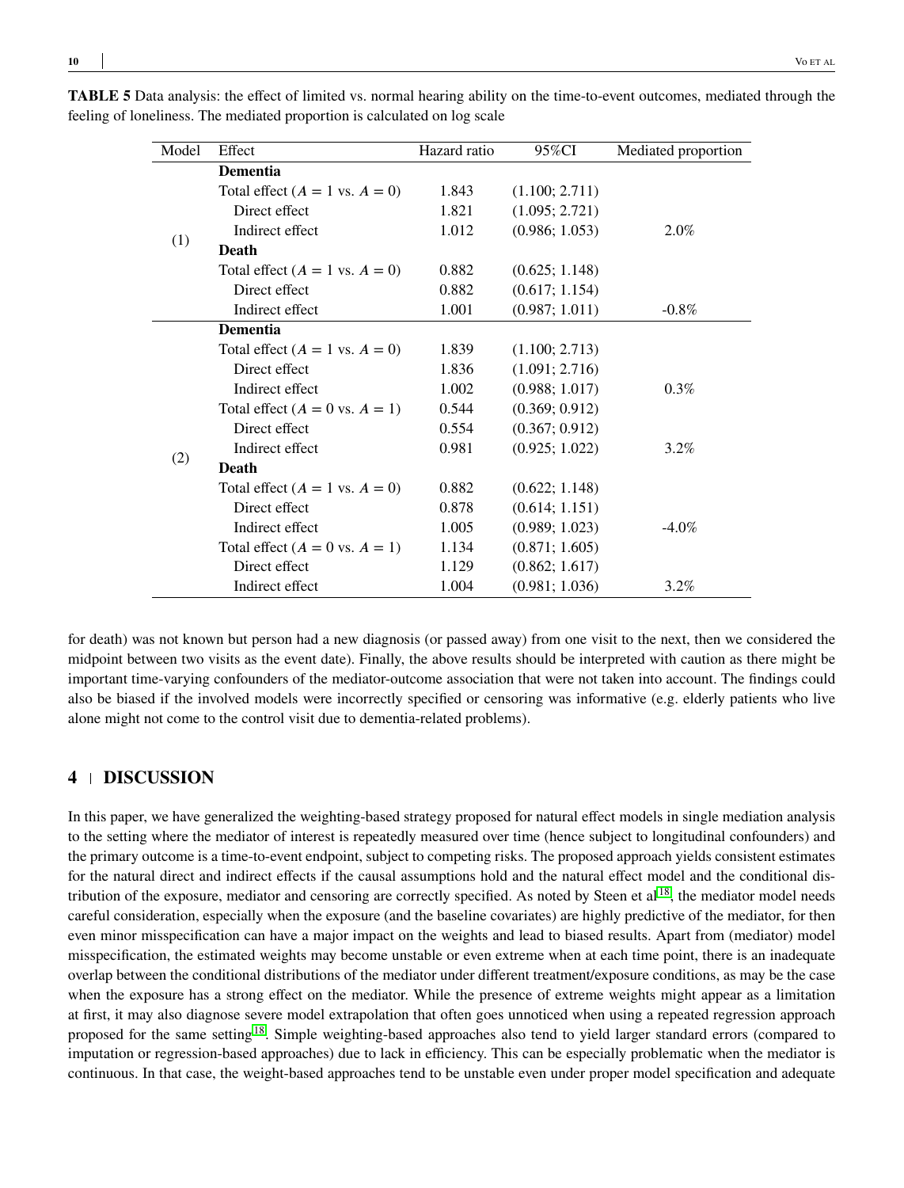**TABLE 5** Data analysis: the effect of limited vs. normal hearing ability on the time-to-event outcomes, mediated through the feeling of loneliness. The mediated proportion is calculated on log scale

| Model | Effect | Hazard ratio | 95%CI | Mediated proportion |
|---|---|---|---|---|
| (1) | **Dementia** | | | |
| | Total effect ($A = 1$ vs. $A = 0$) | 1.843 | (1.100; 2.711) | |
| | Direct effect | 1.821 | (1.095; 2.721) | |
| | Indirect effect | 1.012 | (0.986; 1.053) | 2.0% |
| | **Death** | | | |
| | Total effect ($A = 1$ vs. $A = 0$) | 0.882 | (0.625; 1.148) | |
| | Direct effect | 0.882 | (0.617; 1.154) | |
| | Indirect effect | 1.001 | (0.987; 1.011) | -0.8% |
| (2) | **Dementia** | | | |
| | Total effect ($A = 1$ vs. $A = 0$) | 1.839 | (1.100; 2.713) | |
| | Direct effect | 1.836 | (1.091; 2.716) | |
| | Indirect effect | 1.002 | (0.988; 1.017) | 0.3% |
| | Total effect ($A = 0$ vs. $A = 1$) | 0.544 | (0.369; 0.912) | |
| | Direct effect | 0.554 | (0.367; 0.912) | |
| | Indirect effect | 0.981 | (0.925; 1.022) | 3.2% |
| | **Death** | | | |
| | Total effect ($A = 1$ vs. $A = 0$) | 0.882 | (0.622; 1.148) | |
| | Direct effect | 0.878 | (0.614; 1.151) | |
| | Indirect effect | 1.005 | (0.989; 1.023) | -4.0% |
| | Total effect ($A = 0$ vs. $A = 1$) | 1.134 | (0.871; 1.605) | |
| | Direct effect | 1.129 | (0.862; 1.617) | |
| | Indirect effect | 1.004 | (0.981; 1.036) | 3.2% |

for death) was not known but person had a new diagnosis (or passed away) from one visit to the next, then we considered the midpoint between two visits as the event date). Finally, the above results should be interpreted with caution as there might be important time-varying confounders of the mediator-outcome association that were not taken into account. The findings could also be biased if the involved models were incorrectly specified or censoring was informative (e.g. elderly patients who live alone might not come to the control visit due to dementia-related problems).

## 4 DISCUSSION

In this paper, we have generalized the weighting-based strategy proposed for natural effect models in single mediation analysis to the setting where the mediator of interest is repeatedly measured over time (hence subject to longitudinal confounders) and the primary outcome is a time-to-event endpoint, subject to competing risks. The proposed approach yields consistent estimates for the natural direct and indirect effects if the causal assumptions hold and the natural effect model and the conditional distribution of the exposure, mediator and censoring are correctly specified. As noted by Steen et al[18], the mediator model needs careful consideration, especially when the exposure (and the baseline covariates) are highly predictive of the mediator, for then even minor misspecification can have a major impact on the weights and lead to biased results. Apart from (mediator) model misspecification, the estimated weights may become unstable or even extreme when at each time point, there is an inadequate overlap between the conditional distributions of the mediator under different treatment/exposure conditions, as may be the case when the exposure has a strong effect on the mediator. While the presence of extreme weights might appear as a limitation at first, it may also diagnose severe model extrapolation that often goes unnoticed when using a repeated regression approach proposed for the same setting[18]. Simple weighting-based approaches also tend to yield larger standard errors (compared to imputation or regression-based approaches) due to lack in efficiency. This can be especially problematic when the mediator is continuous. In that case, the weight-based approaches tend to be unstable even under proper model specification and adequate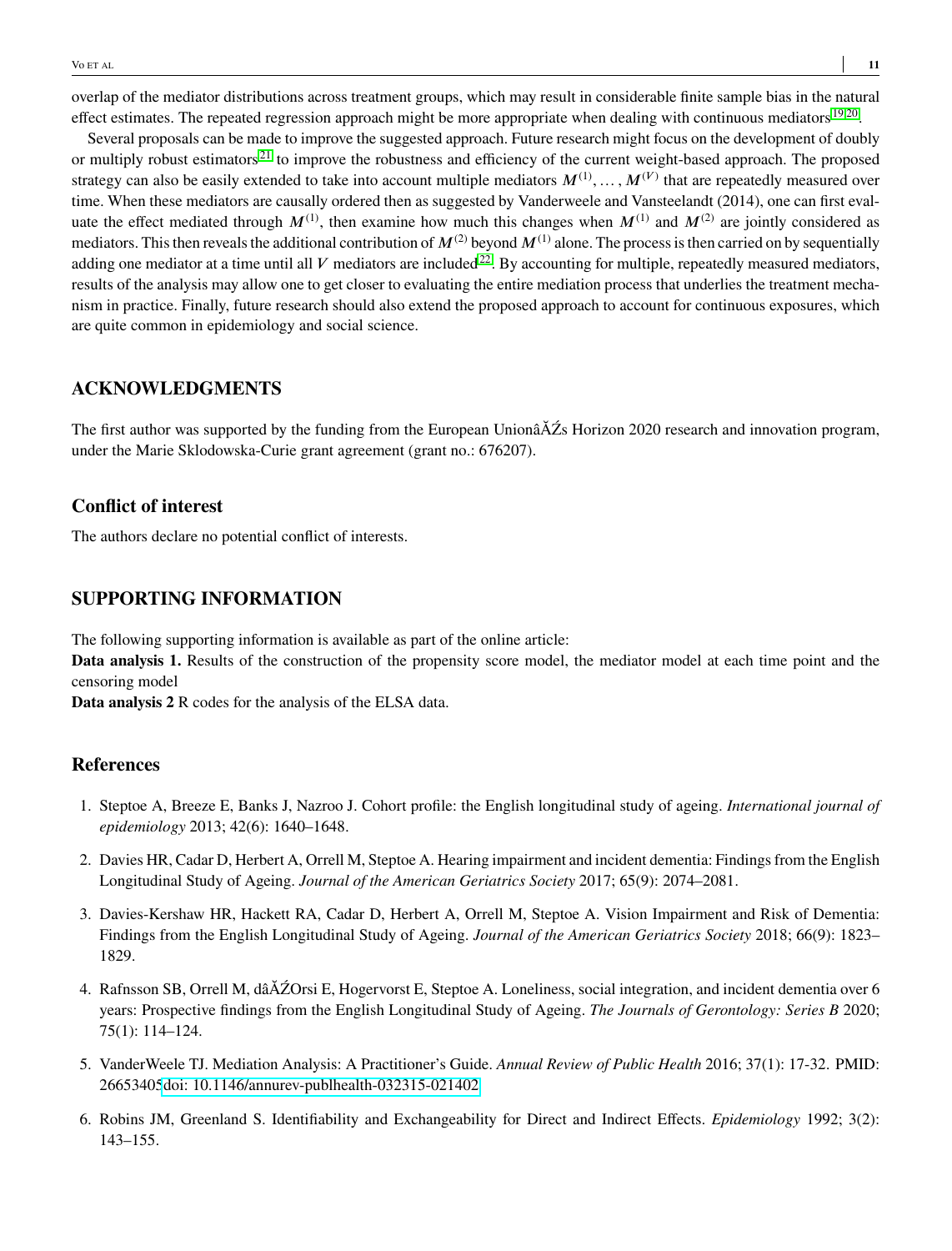overlap of the mediator distributions across treatment groups, which may result in considerable finite sample bias in the natural effect estimates. The repeated regression approach might be more appropriate when dealing with continuous mediators[19,20].

Several proposals can be made to improve the suggested approach. Future research might focus on the development of doubly or multiply robust estimators[21] to improve the robustness and efficiency of the current weight-based approach. The proposed strategy can also be easily extended to take into account multiple mediators $M^{(1)}, \dots, M^{(V)}$ that are repeatedly measured over time. When these mediators are causally ordered then as suggested by Vanderweele and Vansteelandt (2014), one can first evaluate the effect mediated through $M^{(1)}$, then examine how much this changes when $M^{(1)}$ and $M^{(2)}$ are jointly considered as mediators. This then reveals the additional contribution of $M^{(2)}$ beyond $M^{(1)}$ alone. The process is then carried on by sequentially adding one mediator at a time until all $V$ mediators are included[22]. By accounting for multiple, repeatedly measured mediators, results of the analysis may allow one to get closer to evaluating the entire mediation process that underlies the treatment mechanism in practice. Finally, future research should also extend the proposed approach to account for continuous exposures, which are quite common in epidemiology and social science.

## ACKNOWLEDGMENTS

The first author was supported by the funding from the European UnionâĂŹs Horizon 2020 research and innovation program, under the Marie Sklodowska-Curie grant agreement (grant no.: 676207).

### Conflict of interest

The authors declare no potential conflict of interests.

## SUPPORTING INFORMATION

The following supporting information is available as part of the online article:

**Data analysis 1.** Results of the construction of the propensity score model, the mediator model at each time point and the censoring model

**Data analysis 2** R codes for the analysis of the ELSA data.

## References

1. Steptoe A, Breeze E, Banks J, Nazroo J. Cohort profile: the English longitudinal study of ageing. *International journal of epidemiology* 2013; 42(6): 1640–1648.

2. Davies HR, Cadar D, Herbert A, Orrell M, Steptoe A. Hearing impairment and incident dementia: Findings from the English Longitudinal Study of Ageing. *Journal of the American Geriatrics Society* 2017; 65(9): 2074–2081.

3. Davies-Kershaw HR, Hackett RA, Cadar D, Herbert A, Orrell M, Steptoe A. Vision Impairment and Risk of Dementia: Findings from the English Longitudinal Study of Ageing. *Journal of the American Geriatrics Society* 2018; 66(9): 1823–1829.

4. Rafnsson SB, Orrell M, dâĂŹOrsi E, Hogervorst E, Steptoe A. Loneliness, social integration, and incident dementia over 6 years: Prospective findings from the English Longitudinal Study of Ageing. *The Journals of Gerontology: Series B* 2020; 75(1): 114–124.

5. VanderWeele TJ. Mediation Analysis: A Practitioner's Guide. *Annual Review of Public Health* 2016; 37(1): 17-32. PMID: 26653405doi: 10.1146/annurev-publhealth-032315-021402

6. Robins JM, Greenland S. Identifiability and Exchangeability for Direct and Indirect Effects. *Epidemiology* 1992; 3(2): 143–155.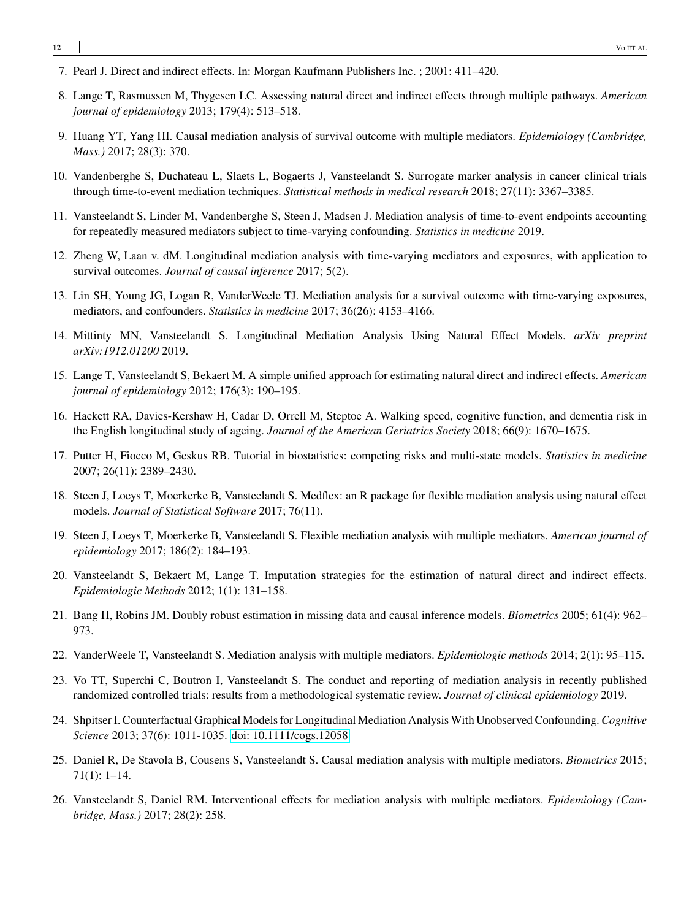7. Pearl J. Direct and indirect effects. In: Morgan Kaufmann Publishers Inc. ; 2001: 411–420.
8. Lange T, Rasmussen M, Thygesen LC. Assessing natural direct and indirect effects through multiple pathways. *American journal of epidemiology* 2013; 179(4): 513–518.
9. Huang YT, Yang HI. Causal mediation analysis of survival outcome with multiple mediators. *Epidemiology (Cambridge, Mass.)* 2017; 28(3): 370.
10. Vandenberghe S, Duchateau L, Slaets L, Bogaerts J, Vansteelandt S. Surrogate marker analysis in cancer clinical trials through time-to-event mediation techniques. *Statistical methods in medical research* 2018; 27(11): 3367–3385.
11. Vansteelandt S, Linder M, Vandenberghe S, Steen J, Madsen J. Mediation analysis of time-to-event endpoints accounting for repeatedly measured mediators subject to time-varying confounding. *Statistics in medicine* 2019.
12. Zheng W, Laan v. dM. Longitudinal mediation analysis with time-varying mediators and exposures, with application to survival outcomes. *Journal of causal inference* 2017; 5(2).
13. Lin SH, Young JG, Logan R, VanderWeele TJ. Mediation analysis for a survival outcome with time-varying exposures, mediators, and confounders. *Statistics in medicine* 2017; 36(26): 4153–4166.
14. Mittinty MN, Vansteelandt S. Longitudinal Mediation Analysis Using Natural Effect Models. *arXiv preprint arXiv:1912.01200* 2019.
15. Lange T, Vansteelandt S, Bekaert M. A simple unified approach for estimating natural direct and indirect effects. *American journal of epidemiology* 2012; 176(3): 190–195.
16. Hackett RA, Davies-Kershaw H, Cadar D, Orrell M, Steptoe A. Walking speed, cognitive function, and dementia risk in the English longitudinal study of ageing. *Journal of the American Geriatrics Society* 2018; 66(9): 1670–1675.
17. Putter H, Fiocco M, Geskus RB. Tutorial in biostatistics: competing risks and multi-state models. *Statistics in medicine* 2007; 26(11): 2389–2430.
18. Steen J, Loeys T, Moerkerke B, Vansteelandt S. Medflex: an R package for flexible mediation analysis using natural effect models. *Journal of Statistical Software* 2017; 76(11).
19. Steen J, Loeys T, Moerkerke B, Vansteelandt S. Flexible mediation analysis with multiple mediators. *American journal of epidemiology* 2017; 186(2): 184–193.
20. Vansteelandt S, Bekaert M, Lange T. Imputation strategies for the estimation of natural direct and indirect effects. *Epidemiologic Methods* 2012; 1(1): 131–158.
21. Bang H, Robins JM. Doubly robust estimation in missing data and causal inference models. *Biometrics* 2005; 61(4): 962–973.
22. VanderWeele T, Vansteelandt S. Mediation analysis with multiple mediators. *Epidemiologic methods* 2014; 2(1): 95–115.
23. Vo TT, Superchi C, Boutron I, Vansteelandt S. The conduct and reporting of mediation analysis in recently published randomized controlled trials: results from a methodological systematic review. *Journal of clinical epidemiology* 2019.
24. Shpitser I. Counterfactual Graphical Models for Longitudinal Mediation Analysis With Unobserved Confounding. *Cognitive Science* 2013; 37(6): 1011-1035. doi: 10.1111/cogs.12058
25. Daniel R, De Stavola B, Cousens S, Vansteelandt S. Causal mediation analysis with multiple mediators. *Biometrics* 2015; 71(1): 1–14.
26. Vansteelandt S, Daniel RM. Interventional effects for mediation analysis with multiple mediators. *Epidemiology (Cambridge, Mass.)* 2017; 28(2): 258.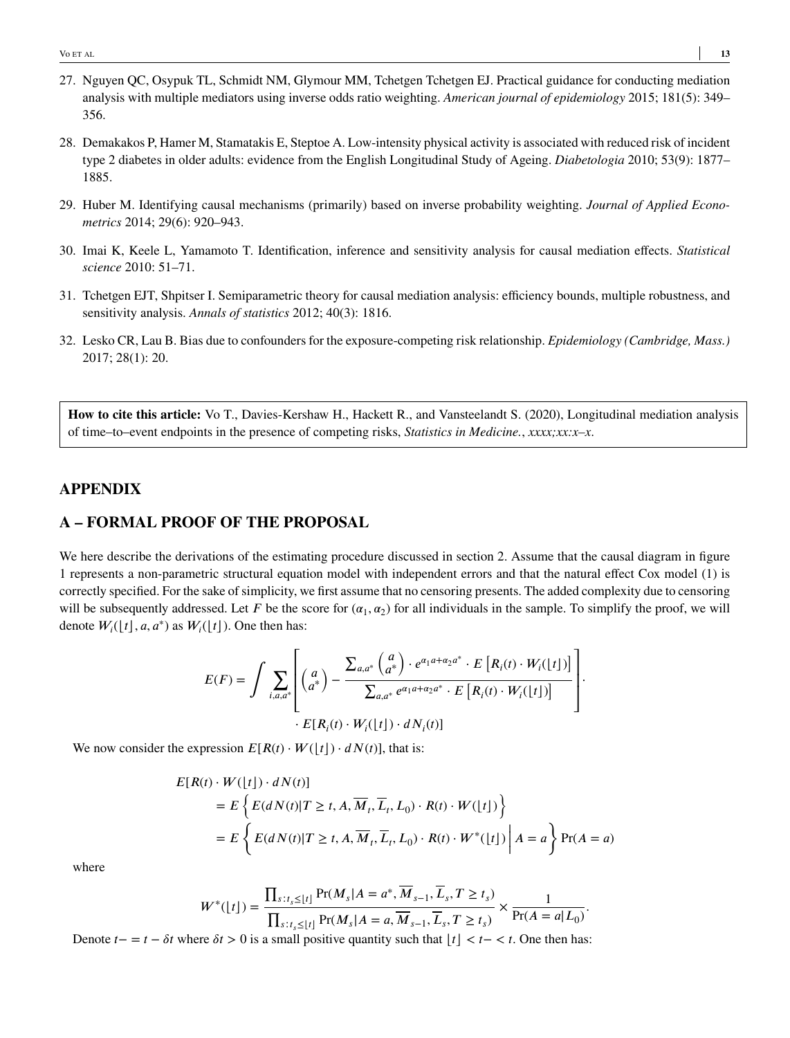27. Nguyen QC, Osypuk TL, Schmidt NM, Glymour MM, Tchetgen Tchetgen EJ. Practical guidance for conducting mediation analysis with multiple mediators using inverse odds ratio weighting. *American journal of epidemiology* 2015; 181(5): 349–356.

28. Demakakos P, Hamer M, Stamatakis E, Steptoe A. Low-intensity physical activity is associated with reduced risk of incident type 2 diabetes in older adults: evidence from the English Longitudinal Study of Ageing. *Diabetologia* 2010; 53(9): 1877–1885.

29. Huber M. Identifying causal mechanisms (primarily) based on inverse probability weighting. *Journal of Applied Econometrics* 2014; 29(6): 920–943.

30. Imai K, Keele L, Yamamoto T. Identification, inference and sensitivity analysis for causal mediation effects. *Statistical science* 2010: 51–71.

31. Tchetgen EJT, Shpitser I. Semiparametric theory for causal mediation analysis: efficiency bounds, multiple robustness, and sensitivity analysis. *Annals of statistics* 2012; 40(3): 1816.

32. Lesko CR, Lau B. Bias due to confounders for the exposure-competing risk relationship. *Epidemiology (Cambridge, Mass.)* 2017; 28(1): 20.

**How to cite this article:** Vo T., Davies-Kershaw H., Hackett R., and Vansteelandt S. (2020), Longitudinal mediation analysis of time–to–event endpoints in the presence of competing risks, *Statistics in Medicine.*, *xxxx;xx:x–x*.

## APPENDIX

## A – FORMAL PROOF OF THE PROPOSAL

We here describe the derivations of the estimating procedure discussed in section 2. Assume that the causal diagram in figure 1 represents a non-parametric structural equation model with independent errors and that the natural effect Cox model (1) is correctly specified. For the sake of simplicity, we first assume that no censoring presents. The added complexity due to censoring will be subsequently addressed. Let $F$ be the score for $(\alpha_1, \alpha_2)$ for all individuals in the sample. To simplify the proof, we will denote $W_i(\lfloor t \rfloor, a, a^*)$ as $W_i(\lfloor t \rfloor)$. One then has:

$$E(F) = \int \sum_{i,a,a^*} \left[ \binom{a}{a^*} - \frac{\sum_{a,a^*} \binom{a}{a^*} \cdot e^{\alpha_1 a + \alpha_2 a^*} \cdot E\left[R_i(t) \cdot W_i(\lfloor t \rfloor)\right]}{\sum_{a,a^*} e^{\alpha_1 a + \alpha_2 a^*} \cdot E\left[R_i(t) \cdot W_i(\lfloor t \rfloor)\right]} \right] \cdot \\ \cdot E[R_i(t) \cdot W_i(\lfloor t \rfloor) \cdot dN_i(t)]$$

We now consider the expression $E[R(t) \cdot W(\lfloor t \rfloor) \cdot dN(t)]$, that is:

$$\begin{aligned} E[R(t) \cdot W(\lfloor t \rfloor) \cdot dN(t)] \\ &= E\left\{ E(dN(t) | T \geq t, A, \overline{M}_t, \overline{L}_t, L_0) \cdot R(t) \cdot W(\lfloor t \rfloor) \right\} \\ &= E\left\{ E(dN(t) | T \geq t, A, \overline{M}_t, \overline{L}_t, L_0) \cdot R(t) \cdot W^*(\lfloor t \rfloor) \middle| A = a \right\} \Pr(A = a) \end{aligned}$$

where

$$W^*(\lfloor t \rfloor) = \frac{\prod_{s: t_s \leq \lfloor t \rfloor} \Pr(M_s | A = a^*, \overline{M}_{s-1}, \overline{L}_s, T \geq t_s)}{\prod_{s: t_s \leq \lfloor t \rfloor} \Pr(M_s | A = a, \overline{M}_{s-1}, \overline{L}_s, T \geq t_s)} \times \frac{1}{\Pr(A = a | L_0)}.$$

Denote $t- = t - \delta t$ where $\delta t > 0$ is a small positive quantity such that $\lfloor t \rfloor < t- < t$. One then has: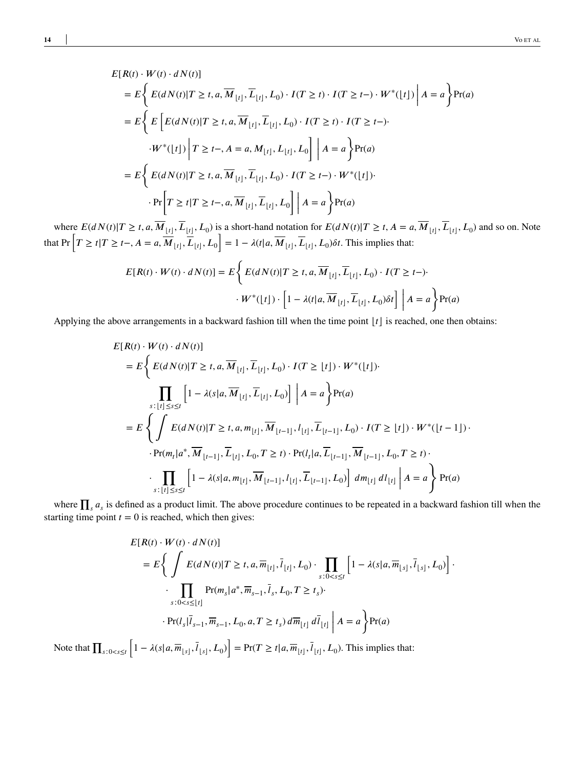$$
\begin{aligned}
&E[R(t) \cdot W(t) \cdot dN(t)] \\
&= E\left\{ E(dN(t)|T \geq t, a, \overline{M}_{\lfloor t \rfloor}, \overline{L}_{\lfloor t \rfloor}, L_0) \cdot I(T \geq t) \cdot I(T \geq t-) \cdot W^*(\lfloor t \rfloor) \,\middle|\, A = a \right\} \Pr(a) \\
&= E\left\{ E\left[ E(dN(t)|T \geq t, a, \overline{M}_{\lfloor t \rfloor}, \overline{L}_{\lfloor t \rfloor}, L_0) \cdot I(T \geq t) \cdot I(T \geq t-) \cdot \right.\right. \\
&\qquad \left.\left. \cdot W^*(\lfloor t \rfloor) \,\middle|\, T \geq t-, A = a, M_{\lfloor t \rfloor}, L_{\lfloor t \rfloor}, L_0 \right] \,\middle|\, A = a \right\} \Pr(a) \\
&= E\left\{ E(dN(t)|T \geq t, a, \overline{M}_{\lfloor t \rfloor}, \overline{L}_{\lfloor t \rfloor}, L_0) \cdot I(T \geq t-) \cdot W^*(\lfloor t \rfloor) \cdot \right. \\
&\qquad \left. \cdot \Pr\left[ T \geq t | T \geq t-, a, \overline{M}_{\lfloor t \rfloor}, \overline{L}_{\lfloor t \rfloor}, L_0 \right] \,\middle|\, A = a \right\} \Pr(a)
\end{aligned}
$$

where $E(dN(t)|T \geq t, a, \overline{M}_{\lfloor t \rfloor}, \overline{L}_{\lfloor t \rfloor}, L_0)$ is a short-hand notation for $E(dN(t)|T \geq t, A = a, \overline{M}_{\lfloor t \rfloor}, \overline{L}_{\lfloor t \rfloor}, L_0)$ and so on. Note that $\Pr\left[T \geq t | T \geq t-, A = a, \overline{M}_{\lfloor t \rfloor}, \overline{L}_{\lfloor t \rfloor}, L_0\right] = 1 - \lambda(t|a, \overline{M}_{\lfloor t \rfloor}, \overline{L}_{\lfloor t \rfloor}, L_0)\delta t$. This implies that:

$$
\begin{aligned}
E[R(t) \cdot W(t) \cdot dN(t)] = E\left\{ E(dN(t)|T \geq t, a, \overline{M}_{\lfloor t \rfloor}, \overline{L}_{\lfloor t \rfloor}, L_0) \cdot I(T \geq t-) \cdot \right. \\
\left. \cdot W^*(\lfloor t \rfloor) \cdot \left[ 1 - \lambda(t|a, \overline{M}_{\lfloor t \rfloor}, \overline{L}_{\lfloor t \rfloor}, L_0)\delta t \right] \,\middle|\, A = a \right\} \Pr(a)
\end{aligned}
$$

Applying the above arrangements in a backward fashion till when the time point $\lfloor t \rfloor$ is reached, one then obtains:

$$
\begin{aligned}
&E[R(t) \cdot W(t) \cdot dN(t)] \\
&= E\left\{ E(dN(t)|T \geq t, a, \overline{M}_{\lfloor t \rfloor}, \overline{L}_{\lfloor t \rfloor}, L_0) \cdot I(T \geq \lfloor t \rfloor) \cdot W^*(\lfloor t \rfloor) \cdot \right. \\
&\qquad \left. \prod_{s:\lfloor t \rfloor \leq s \leq t} \left[ 1 - \lambda(s|a, \overline{M}_{\lfloor t \rfloor}, \overline{L}_{\lfloor t \rfloor}, L_0) \right] \,\middle|\, A = a \right\} \Pr(a) \\
&= E\left\{ \int E(dN(t)|T \geq t, a, m_{\lfloor t \rfloor}, \overline{M}_{\lfloor t-1 \rfloor}, l_{\lfloor t \rfloor}, \overline{L}_{\lfloor t-1 \rfloor}, L_0) \cdot I(T \geq \lfloor t \rfloor) \cdot W^*(\lfloor t-1 \rfloor) \cdot \right. \\
&\qquad \cdot \Pr(m_t|a^*, \overline{M}_{\lfloor t-1 \rfloor}, \overline{L}_{\lfloor t \rfloor}, L_0, T \geq t) \cdot \Pr(l_t|a, \overline{L}_{\lfloor t-1 \rfloor}, \overline{M}_{\lfloor t-1 \rfloor}, L_0, T \geq t) \cdot \\
&\qquad \left. \cdot \prod_{s:\lfloor t \rfloor \leq s \leq t} \left[ 1 - \lambda(s|a, m_{\lfloor t \rfloor}, \overline{M}_{\lfloor t-1 \rfloor}, l_{\lfloor t \rfloor}, \overline{L}_{\lfloor t-1 \rfloor}, L_0) \right] dm_{\lfloor t \rfloor}\, dl_{\lfloor t \rfloor} \,\middle|\, A = a \right\} \Pr(a)
\end{aligned}
$$

where $\prod_s a_s$ is defined as a product limit. The above procedure continues to be repeated in a backward fashion till when the starting time point $t = 0$ is reached, which then gives:

$$
\begin{aligned}
&E[R(t) \cdot W(t) \cdot dN(t)] \\
&= E\left\{ \int E(dN(t)|T \geq t, a, \overline{m}_{\lfloor t \rfloor}, \overline{l}_{\lfloor t \rfloor}, L_0) \cdot \prod_{s:0<s \leq t} \left[ 1 - \lambda(s|a, \overline{m}_{\lfloor s \rfloor}, \overline{l}_{\lfloor s \rfloor}, L_0) \right] \cdot \right. \\
&\qquad \cdot \prod_{s:0<s \leq \lfloor t \rfloor} \Pr(m_s|a^*, \overline{m}_{s-1}, \overline{l}_s, L_0, T \geq t_s) \cdot \\
&\qquad \left. \cdot \Pr(l_s|\overline{l}_{s-1}, \overline{m}_{s-1}, L_0, a, T \geq t_s)\, d\overline{m}_{\lfloor t \rfloor}\, d\overline{l}_{\lfloor t \rfloor} \,\middle|\, A = a \right\} \Pr(a)
\end{aligned}
$$

Note that $\prod_{s:0<s \leq t} \left[ 1 - \lambda(s|a, \overline{m}_{\lfloor s \rfloor}, \overline{l}_{\lfloor s \rfloor}, L_0) \right] = \Pr(T \geq t|a, \overline{m}_{\lfloor t \rfloor}, \overline{l}_{\lfloor t \rfloor}, L_0)$. This implies that: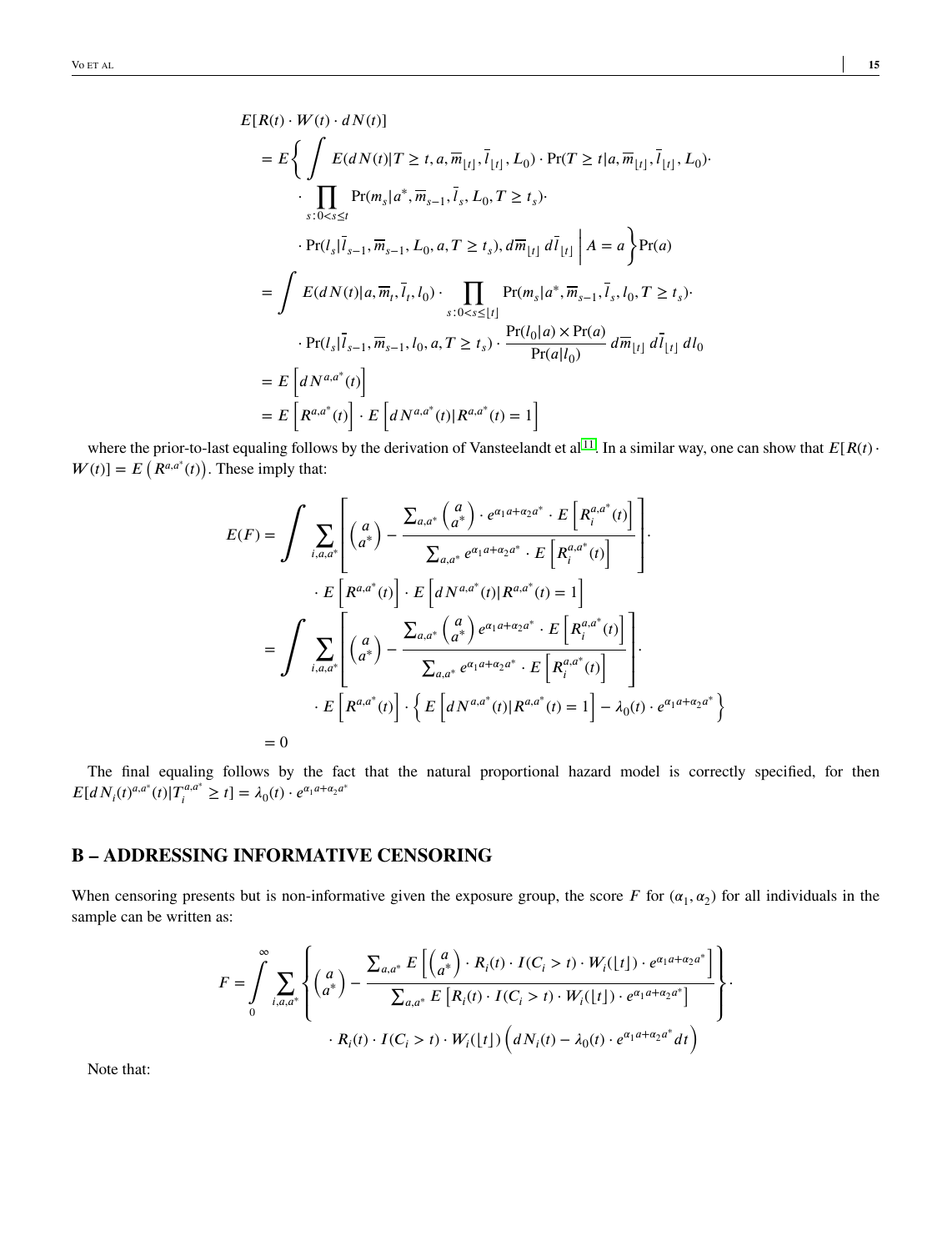$$
\begin{aligned}
&E[R(t) \cdot W(t) \cdot dN(t)] \\
&= E\Bigg\{ \int E(dN(t)|T \geq t, a, \overline{m}_{\lfloor t \rfloor}, \overline{l}_{\lfloor t \rfloor}, L_0) \cdot \Pr(T \geq t | a, \overline{m}_{\lfloor t \rfloor}, \overline{l}_{\lfloor t \rfloor}, L_0) \cdot \\
&\quad \cdot \prod_{s:0<s\leq t} \Pr(m_s | a^*, \overline{m}_{s-1}, \overline{l}_s, L_0, T \geq t_s) \cdot \\
&\quad \cdot \Pr(l_s | \overline{l}_{s-1}, \overline{m}_{s-1}, L_0, a, T \geq t_s), d\overline{m}_{\lfloor t \rfloor}\, d\overline{l}_{\lfloor t \rfloor} \Bigg| A = a \Bigg\} \Pr(a) \\
&= \int E(dN(t)|a, \overline{m}_t, \overline{l}_t, l_0) \cdot \prod_{s:0<s\leq \lfloor t \rfloor} \Pr(m_s | a^*, \overline{m}_{s-1}, \overline{l}_s, l_0, T \geq t_s) \cdot \\
&\quad \cdot \Pr(l_s | \overline{l}_{s-1}, \overline{m}_{s-1}, l_0, a, T \geq t_s) \cdot \frac{\Pr(l_0|a) \times \Pr(a)}{\Pr(a|l_0)}\, d\overline{m}_{\lfloor t \rfloor}\, d\overline{l}_{\lfloor t \rfloor}\, dl_0 \\
&= E\left[ dN^{a,a^*}(t) \right] \\
&= E\left[ R^{a,a^*}(t) \right] \cdot E\left[ dN^{a,a^*}(t) | R^{a,a^*}(t) = 1 \right]
\end{aligned}
$$

where the prior-to-last equaling follows by the derivation of Vansteelandt et al[11]. In a similar way, one can show that $E[R(t) \cdot W(t)] = E\left(R^{a,a^*}(t)\right)$. These imply that:

$$
\begin{aligned}
E(F) &= \int \sum_{i,a,a^*} \left[ \binom{a}{a^*} - \frac{\sum_{a,a^*} \binom{a}{a^*} \cdot e^{\alpha_1 a + \alpha_2 a^*} \cdot E\left[ R_i^{a,a^*}(t) \right]}{\sum_{a,a^*} e^{\alpha_1 a + \alpha_2 a^*} \cdot E\left[ R_i^{a,a^*}(t) \right]} \right] \cdot \\
&\quad \cdot E\left[ R^{a,a^*}(t) \right] \cdot E\left[ dN^{a,a^*}(t) | R^{a,a^*}(t) = 1 \right] \\
&= \int \sum_{i,a,a^*} \left[ \binom{a}{a^*} - \frac{\sum_{a,a^*} \binom{a}{a^*} e^{\alpha_1 a + \alpha_2 a^*} \cdot E\left[ R_i^{a,a^*}(t) \right]}{\sum_{a,a^*} e^{\alpha_1 a + \alpha_2 a^*} \cdot E\left[ R_i^{a,a^*}(t) \right]} \right] \cdot \\
&\quad \cdot E\left[ R^{a,a^*}(t) \right] \cdot \left\{ E\left[ dN^{a,a^*}(t) | R^{a,a^*}(t) = 1 \right] - \lambda_0(t) \cdot e^{\alpha_1 a + \alpha_2 a^*} \right\} \\
&= 0
\end{aligned}
$$

The final equaling follows by the fact that the natural proportional hazard model is correctly specified, for then $E[dN_i(t)^{a,a^*}(t) | T_i^{a,a^*} \geq t] = \lambda_0(t) \cdot e^{\alpha_1 a + \alpha_2 a^*}$

## B – ADDRESSING INFORMATIVE CENSORING

When censoring presents but is non-informative given the exposure group, the score $F$ for $(\alpha_1, \alpha_2)$ for all individuals in the sample can be written as:

$$
\begin{aligned}
F = \int_0^\infty \sum_{i,a,a^*} &\left\{ \binom{a}{a^*} - \frac{\sum_{a,a^*} E\left[ \binom{a}{a^*} \cdot R_i(t) \cdot I(C_i > t) \cdot W_i(\lfloor t \rfloor) \cdot e^{\alpha_1 a + \alpha_2 a^*} \right]}{\sum_{a,a^*} E\left[ R_i(t) \cdot I(C_i > t) \cdot W_i(\lfloor t \rfloor) \cdot e^{\alpha_1 a + \alpha_2 a^*} \right]} \right\} \cdot \\
&\cdot R_i(t) \cdot I(C_i > t) \cdot W_i(\lfloor t \rfloor) \left( dN_i(t) - \lambda_0(t) \cdot e^{\alpha_1 a + \alpha_2 a^*} dt \right)
\end{aligned}
$$

Note that: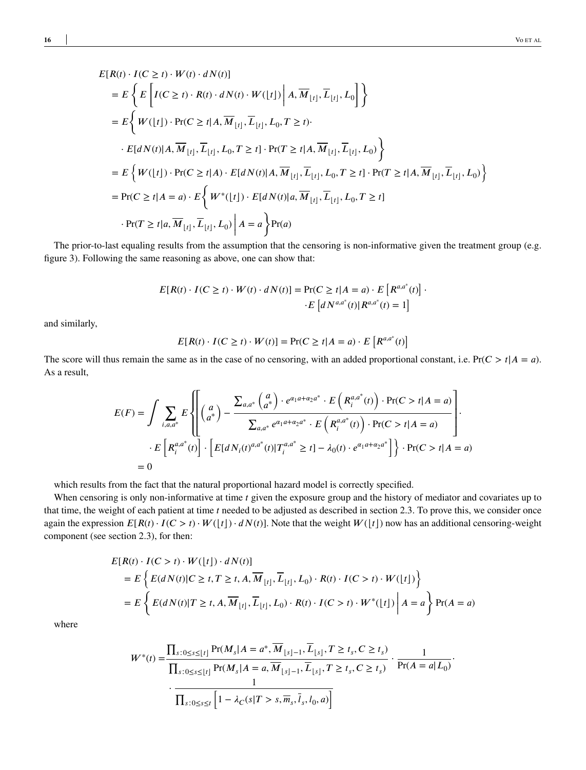$$
\begin{aligned}
&E[R(t) \cdot I(C \geq t) \cdot W(t) \cdot dN(t)] \\
&= E\left\{ E\left[ I(C \geq t) \cdot R(t) \cdot dN(t) \cdot W(\lfloor t \rfloor) \,\middle|\, A, \overline{M}_{\lfloor t \rfloor}, \overline{L}_{\lfloor t \rfloor}, L_0 \right] \right\} \\
&= E\Bigg\{ W(\lfloor t \rfloor) \cdot \Pr(C \geq t | A, \overline{M}_{\lfloor t \rfloor}, \overline{L}_{\lfloor t \rfloor}, L_0, T \geq t) \cdot \\
&\quad \cdot E[dN(t) | A, \overline{M}_{\lfloor t \rfloor}, \overline{L}_{\lfloor t \rfloor}, L_0, T \geq t] \cdot \Pr(T \geq t | A, \overline{M}_{\lfloor t \rfloor}, \overline{L}_{\lfloor t \rfloor}, L_0) \Bigg\} \\
&= E\left\{ W(\lfloor t \rfloor) \cdot \Pr(C \geq t | A) \cdot E[dN(t) | A, \overline{M}_{\lfloor t \rfloor}, \overline{L}_{\lfloor t \rfloor}, L_0, T \geq t] \cdot \Pr(T \geq t | A, \overline{M}_{\lfloor t \rfloor}, \overline{L}_{\lfloor t \rfloor}, L_0) \right\} \\
&= \Pr(C \geq t | A = a) \cdot E\Bigg\{ W^*(\lfloor t \rfloor) \cdot E[dN(t) | a, \overline{M}_{\lfloor t \rfloor}, \overline{L}_{\lfloor t \rfloor}, L_0, T \geq t] \\
&\quad \cdot \Pr(T \geq t | a, \overline{M}_{\lfloor t \rfloor}, \overline{L}_{\lfloor t \rfloor}, L_0) \,\Bigg|\, A = a \Bigg\} \Pr(a)
\end{aligned}
$$

The prior-to-last equaling results from the assumption that the censoring is non-informative given the treatment group (e.g. figure 3). Following the same reasoning as above, one can show that:

$$
\begin{aligned}
E[R(t) \cdot I(C \geq t) \cdot W(t) \cdot dN(t)] = \Pr(C \geq t | A = a) \cdot E\left[R^{a,a^*}(t)\right] \cdot \\
\cdot E\left[dN^{a,a^*}(t) | R^{a,a^*}(t) = 1\right]
\end{aligned}
$$

and similarly,

$$
E[R(t) \cdot I(C \geq t) \cdot W(t)] = \Pr(C \geq t | A = a) \cdot E\left[R^{a,a^*}(t)\right]
$$

The score will thus remain the same as in the case of no censoring, with an added proportional constant, i.e. $\Pr(C > t | A = a)$. As a result,

$$
\begin{aligned}
E(F) = \int \sum_{i,a,a^*} E\Bigg\{ \Bigg[ \begin{pmatrix} a \\ a^* \end{pmatrix} - \frac{\sum_{a,a^*} \begin{pmatrix} a \\ a^* \end{pmatrix} \cdot e^{\alpha_1 a + \alpha_2 a^*} \cdot E\left(R_i^{a,a^*}(t)\right) \cdot \Pr(C > t | A = a)}{\sum_{a,a^*} e^{\alpha_1 a + \alpha_2 a^*} \cdot E\left(R_i^{a,a^*}(t)\right) \cdot \Pr(C > t | A = a)} \Bigg] \cdot \\
\cdot E\left[R_i^{a,a^*}(t)\right] \cdot \left[ E[dN_i(t)^{a,a^*}(t) | T_i^{a,a^*} \geq t] - \lambda_0(t) \cdot e^{\alpha_1 a + \alpha_2 a^*} \right] \Bigg\} \cdot \Pr(C > t | A = a) \\
= 0
\end{aligned}
$$

which results from the fact that the natural proportional hazard model is correctly specified.

When censoring is only non-informative at time $t$ given the exposure group and the history of mediator and covariates up to that time, the weight of each patient at time $t$ needed to be adjusted as described in section 2.3. To prove this, we consider once again the expression $E[R(t) \cdot I(C > t) \cdot W(\lfloor t \rfloor) \cdot dN(t)]$. Note that the weight $W(\lfloor t \rfloor)$ now has an additional censoring-weight component (see section 2.3), for then:

$$
\begin{aligned}
&E[R(t) \cdot I(C > t) \cdot W(\lfloor t \rfloor) \cdot dN(t)] \\
&= E\left\{ E(dN(t) | C \geq t, T \geq t, A, \overline{M}_{\lfloor t \rfloor}, \overline{L}_{\lfloor t \rfloor}, L_0) \cdot R(t) \cdot I(C > t) \cdot W(\lfloor t \rfloor) \right\} \\
&= E\left\{ E(dN(t) | T \geq t, A, \overline{M}_{\lfloor t \rfloor}, \overline{L}_{\lfloor t \rfloor}, L_0) \cdot R(t) \cdot I(C > t) \cdot W^*(\lfloor t \rfloor) \,\middle|\, A = a \right\} \Pr(A = a)
\end{aligned}
$$

where

$$
\begin{aligned}
W^*(t) = &\frac{\prod_{s: 0 \leq s \leq \lfloor t \rfloor} \Pr(M_s | A = a^*, \overline{M}_{\lfloor s \rfloor - 1}, \overline{L}_{\lfloor s \rfloor}, T \geq t_s, C \geq t_s)}{\prod_{s: 0 \leq s \leq \lfloor t \rfloor} \Pr(M_s | A = a, \overline{M}_{\lfloor s \rfloor - 1}, \overline{L}_{\lfloor s \rfloor}, T \geq t_s, C \geq t_s)} \cdot \frac{1}{\Pr(A = a | L_0)} \cdot \\
&\cdot \frac{1}{\prod_{s: 0 \leq s \leq t} \left[ 1 - \lambda_C(s | T > s, \overline{m}_s, \overline{l}_s, l_0, a) \right]}
\end{aligned}
$$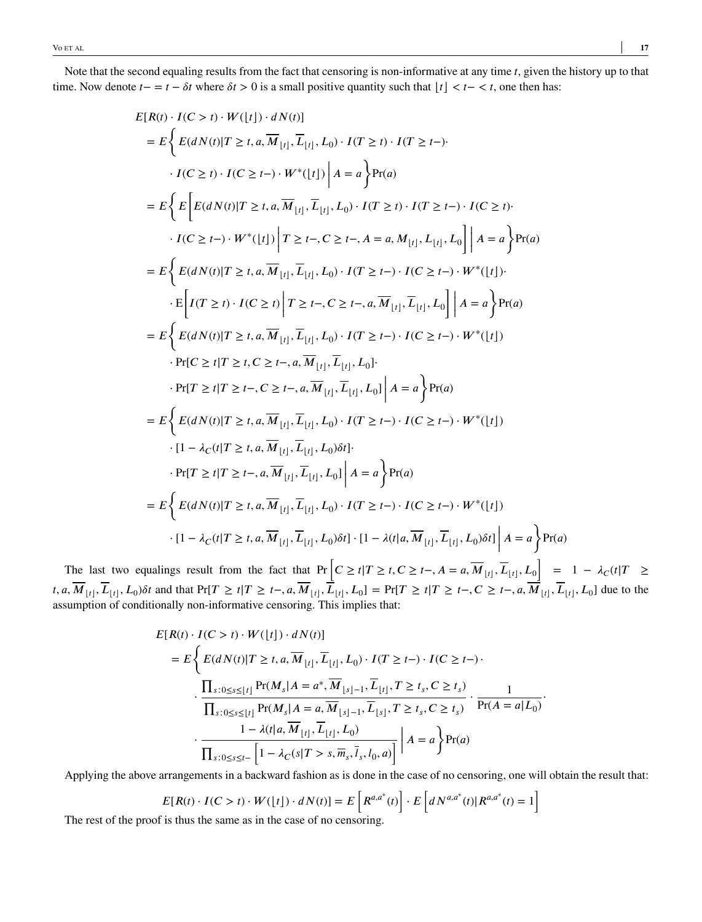Note that the second equaling results from the fact that censoring is non-informative at any time $t$, given the history up to that time. Now denote $t- = t - \delta t$ where $\delta t > 0$ is a small positive quantity such that $\lfloor t \rfloor < t- < t$, one then has:

$$
\begin{aligned}
&E[R(t) \cdot I(C > t) \cdot W(\lfloor t \rfloor) \cdot dN(t)] \\
&= E\Bigg\{ E(dN(t)|T \geq t, a, \overline{M}_{\lfloor t \rfloor}, \overline{L}_{\lfloor t \rfloor}, L_0) \cdot I(T \geq t) \cdot I(T \geq t-) \cdot \\
&\quad \cdot I(C \geq t) \cdot I(C \geq t-) \cdot W^*(\lfloor t \rfloor) \Bigg| A = a \Bigg\} \Pr(a) \\
&= E\Bigg\{ E\Bigg[ E(dN(t)|T \geq t, a, \overline{M}_{\lfloor t \rfloor}, \overline{L}_{\lfloor t \rfloor}, L_0) \cdot I(T \geq t) \cdot I(T \geq t-) \cdot I(C \geq t) \cdot \\
&\quad \cdot I(C \geq t-) \cdot W^*(\lfloor t \rfloor) \Bigg| T \geq t-, C \geq t-, A = a, M_{\lfloor t \rfloor}, L_{\lfloor t \rfloor}, L_0 \Bigg] \Bigg| A = a \Bigg\} \Pr(a) \\
&= E\Bigg\{ E(dN(t)|T \geq t, a, \overline{M}_{\lfloor t \rfloor}, \overline{L}_{\lfloor t \rfloor}, L_0) \cdot I(T \geq t-) \cdot I(C \geq t-) \cdot W^*(\lfloor t \rfloor) \cdot \\
&\quad \cdot \mathrm{E}\Bigg[ I(T \geq t) \cdot I(C \geq t) \Bigg| T \geq t-, C \geq t-, a, \overline{M}_{\lfloor t \rfloor}, \overline{L}_{\lfloor t \rfloor}, L_0 \Bigg] \Bigg| A = a \Bigg\} \Pr(a) \\
&= E\Bigg\{ E(dN(t)|T \geq t, a, \overline{M}_{\lfloor t \rfloor}, \overline{L}_{\lfloor t \rfloor}, L_0) \cdot I(T \geq t-) \cdot I(C \geq t-) \cdot W^*(\lfloor t \rfloor) \\
&\quad \cdot \Pr[C \geq t | T \geq t, C \geq t-, a, \overline{M}_{\lfloor t \rfloor}, \overline{L}_{\lfloor t \rfloor}, L_0] \cdot \\
&\quad \cdot \Pr[T \geq t | T \geq t-, C \geq t-, a, \overline{M}_{\lfloor t \rfloor}, \overline{L}_{\lfloor t \rfloor}, L_0] \Bigg| A = a \Bigg\} \Pr(a) \\
&= E\Bigg\{ E(dN(t)|T \geq t, a, \overline{M}_{\lfloor t \rfloor}, \overline{L}_{\lfloor t \rfloor}, L_0) \cdot I(T \geq t-) \cdot I(C \geq t-) \cdot W^*(\lfloor t \rfloor) \\
&\quad \cdot [1 - \lambda_C(t | T \geq t, a, \overline{M}_{\lfloor t \rfloor}, \overline{L}_{\lfloor t \rfloor}, L_0)\delta t] \cdot \\
&\quad \cdot \Pr[T \geq t | T \geq t-, a, \overline{M}_{\lfloor t \rfloor}, \overline{L}_{\lfloor t \rfloor}, L_0] \Bigg| A = a \Bigg\} \Pr(a) \\
&= E\Bigg\{ E(dN(t)|T \geq t, a, \overline{M}_{\lfloor t \rfloor}, \overline{L}_{\lfloor t \rfloor}, L_0) \cdot I(T \geq t-) \cdot I(C \geq t-) \cdot W^*(\lfloor t \rfloor) \\
&\quad \cdot [1 - \lambda_C(t | T \geq t, a, \overline{M}_{\lfloor t \rfloor}, \overline{L}_{\lfloor t \rfloor}, L_0)\delta t] \cdot [1 - \lambda(t | a, \overline{M}_{\lfloor t \rfloor}, \overline{L}_{\lfloor t \rfloor}, L_0)\delta t] \Bigg| A = a \Bigg\} \Pr(a)
\end{aligned}
$$

The last two equalings result from the fact that $\Pr\left[C \geq t | T \geq t, C \geq t-, A = a, \overline{M}_{\lfloor t \rfloor}, \overline{L}_{\lfloor t \rfloor}, L_0\right] = 1 - \lambda_C(t | T \geq t, a, \overline{M}_{\lfloor t \rfloor}, \overline{L}_{\lfloor t \rfloor}, L_0)\delta t$ and that $\Pr[T \geq t | T \geq t-, a, \overline{M}_{\lfloor t \rfloor}, \overline{L}_{\lfloor t \rfloor}, L_0] = \Pr[T \geq t | T \geq t-, C \geq t-, a, \overline{M}_{\lfloor t \rfloor}, \overline{L}_{\lfloor t \rfloor}, L_0]$ due to the assumption of conditionally non-informative censoring. This implies that:

$$
\begin{aligned}
&E[R(t) \cdot I(C > t) \cdot W(\lfloor t \rfloor) \cdot dN(t)] \\
&= E\Bigg\{ E(dN(t)|T \geq t, a, \overline{M}_{\lfloor t \rfloor}, \overline{L}_{\lfloor t \rfloor}, L_0) \cdot I(T \geq t-) \cdot I(C \geq t-) \cdot \\
&\quad \cdot \frac{\prod_{s: 0 \leq s \leq \lfloor t \rfloor} \Pr(M_s | A = a^*, \overline{M}_{\lfloor s \rfloor - 1}, \overline{L}_{\lfloor t \rfloor}, T \geq t_s, C \geq t_s)}{\prod_{s: 0 \leq s \leq \lfloor t \rfloor} \Pr(M_s | A = a, \overline{M}_{\lfloor s \rfloor - 1}, \overline{L}_{\lfloor s \rfloor}, T \geq t_s, C \geq t_s)} \cdot \frac{1}{\Pr(A = a | L_0)} \cdot \\
&\quad \cdot \frac{1 - \lambda(t | a, \overline{M}_{\lfloor t \rfloor}, \overline{L}_{\lfloor t \rfloor}, L_0)}{\prod_{s: 0 \leq s \leq t-} \left[1 - \lambda_C(s | T > s, \overline{m}_s, \overline{l}_s, l_0, a)\right]} \Bigg| A = a \Bigg\} \Pr(a)
\end{aligned}
$$

Applying the above arrangements in a backward fashion as is done in the case of no censoring, one will obtain the result that:

$$
E[R(t) \cdot I(C > t) \cdot W(\lfloor t \rfloor) \cdot dN(t)] = E\left[R^{a,a^*}(t)\right] \cdot E\left[dN^{a,a^*}(t) | R^{a,a^*}(t) = 1\right]
$$

The rest of the proof is thus the same as in the case of no censoring.